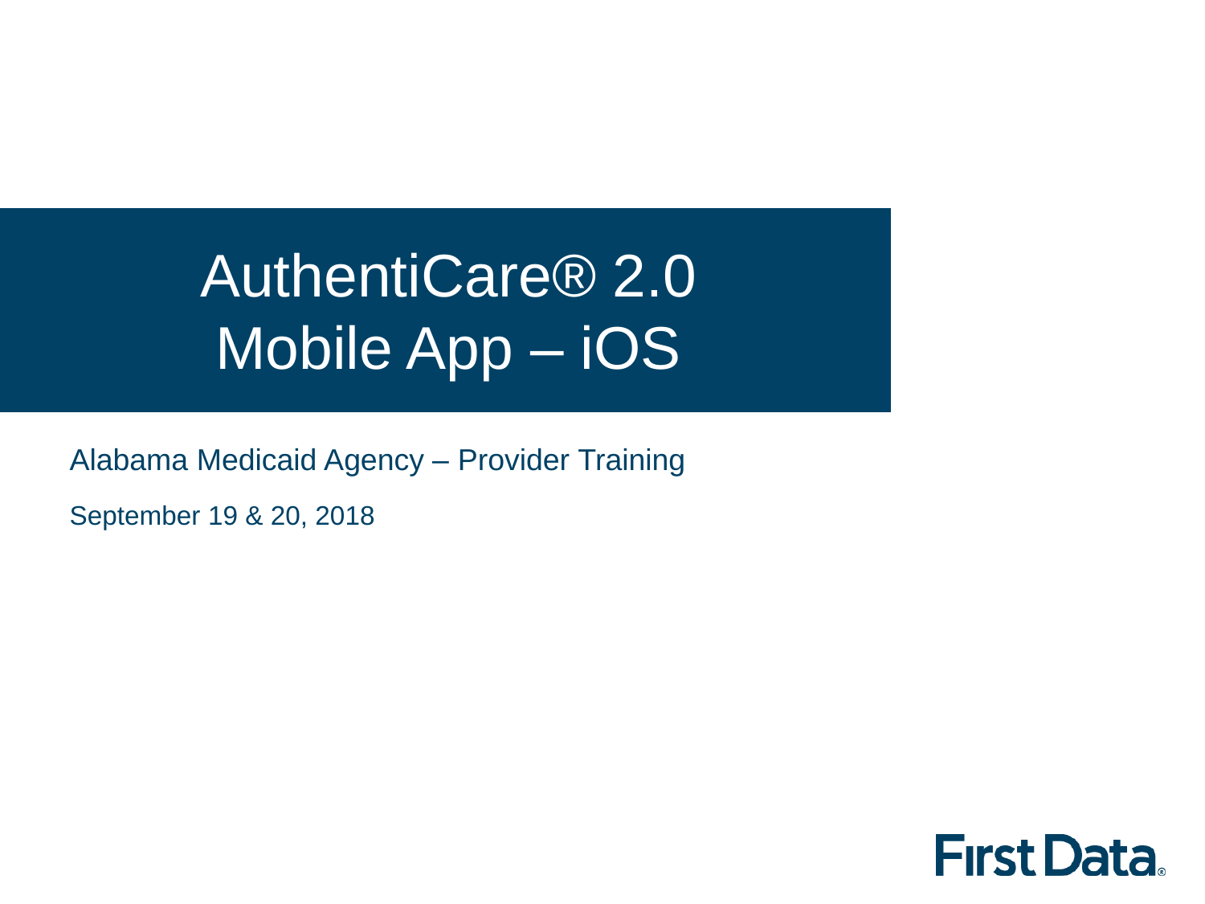# AuthentiCare® 2.0 Mobile App – iOS

Alabama Medicaid Agency – Provider Training

September 19 & 20, 2018

First Data.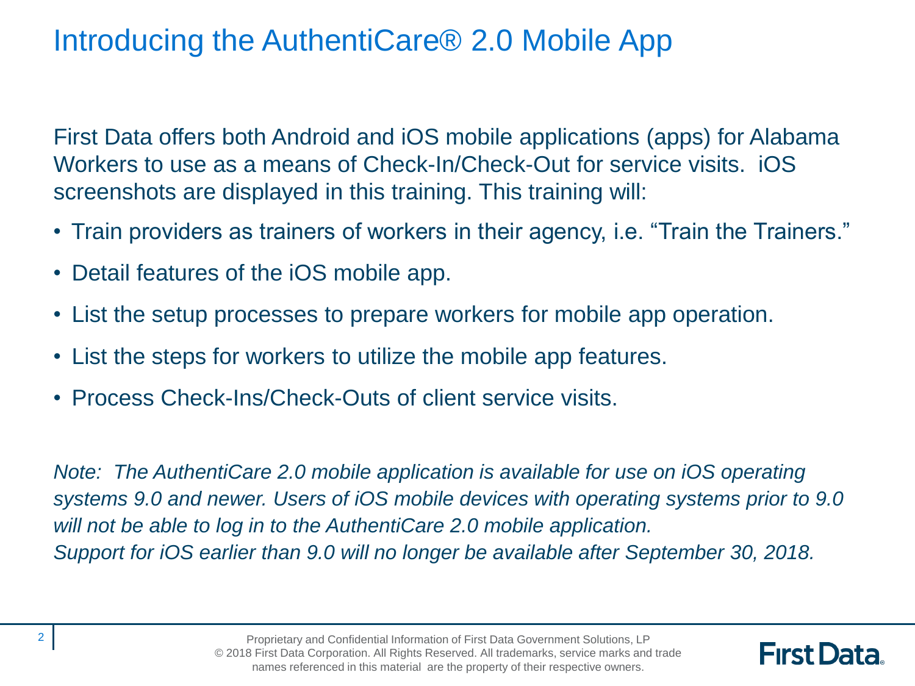# Introducing the AuthentiCare® 2.0 Mobile App

First Data offers both Android and iOS mobile applications (apps) for Alabama Workers to use as a means of Check-In/Check-Out for service visits. iOS screenshots are displayed in this training. This training will:

- Train providers as trainers of workers in their agency, i.e. "Train the Trainers."
- Detail features of the iOS mobile app.
- List the setup processes to prepare workers for mobile app operation.
- List the steps for workers to utilize the mobile app features.
- Process Check-Ins/Check-Outs of client service visits.

*Note: The AuthentiCare 2.0 mobile application is available for use on iOS operating systems 9.0 and newer. Users of iOS mobile devices with operating systems prior to 9.0 will not be able to log in to the AuthentiCare 2.0 mobile application.*
*Support for iOS earlier than 9.0 will no longer be available after September 30, 2018.*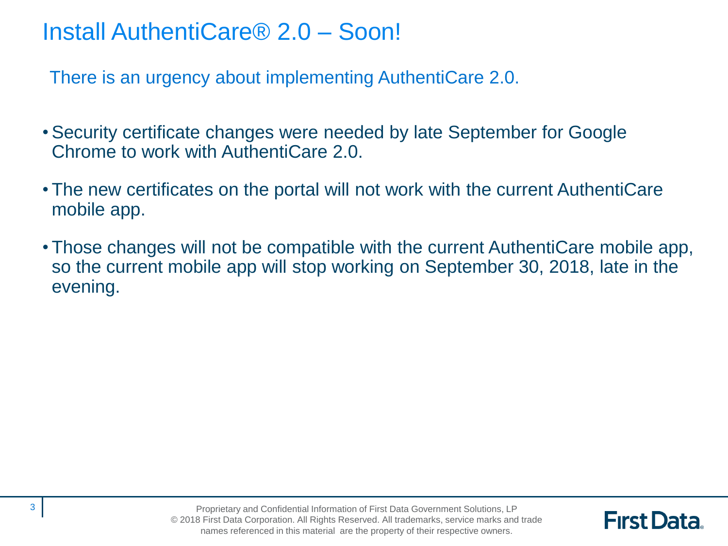# Install AuthentiCare® 2.0 – Soon!

There is an urgency about implementing AuthentiCare 2.0.

- Security certificate changes were needed by late September for Google Chrome to work with AuthentiCare 2.0.
- The new certificates on the portal will not work with the current AuthentiCare mobile app.
- Those changes will not be compatible with the current AuthentiCare mobile app, so the current mobile app will stop working on September 30, 2018, late in the evening.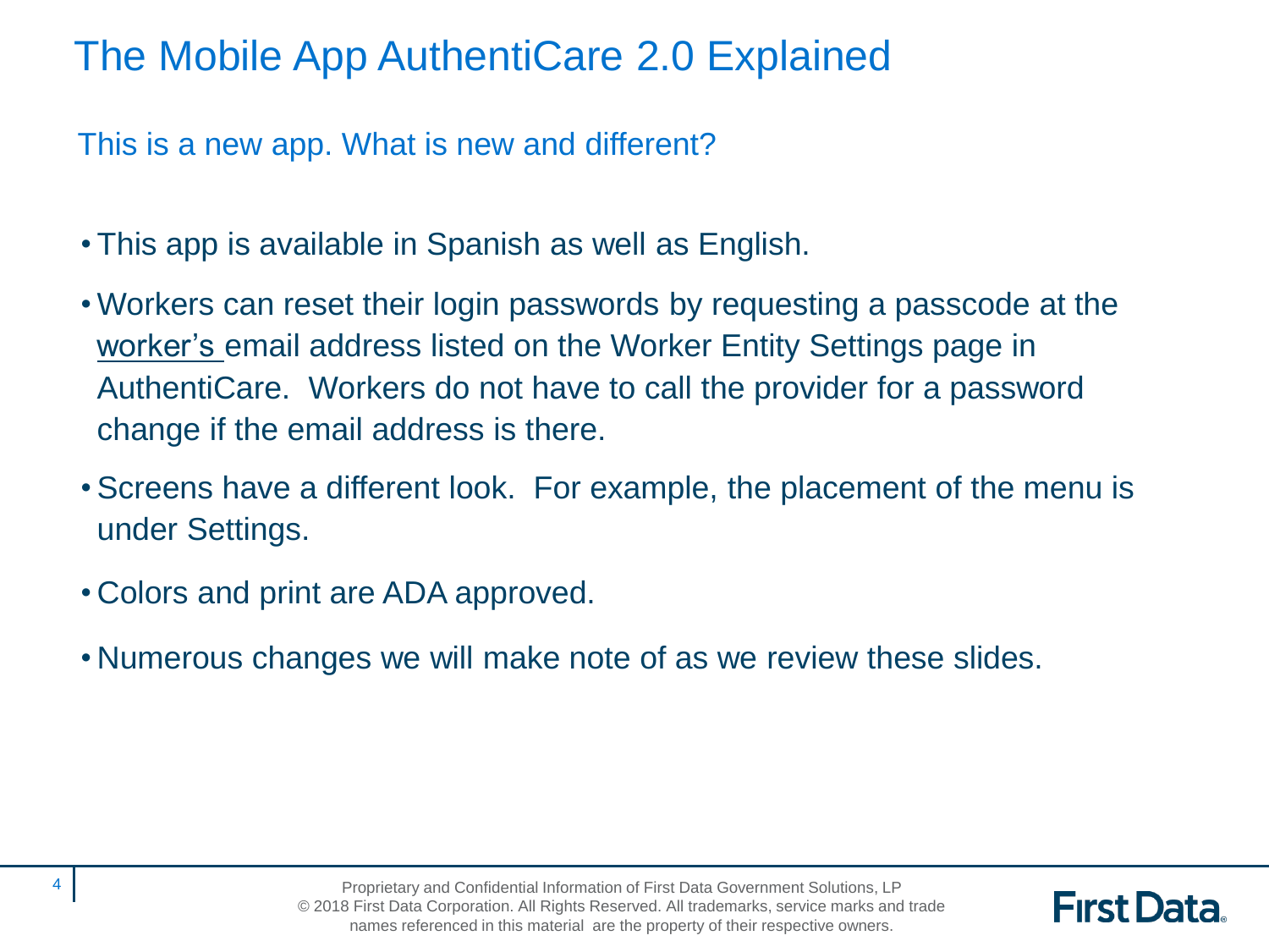# The Mobile App AuthentiCare 2.0 Explained

## This is a new app. What is new and different?

- This app is available in Spanish as well as English.
- Workers can reset their login passwords by requesting a passcode at the worker's email address listed on the Worker Entity Settings page in AuthentiCare. Workers do not have to call the provider for a password change if the email address is there.
- Screens have a different look. For example, the placement of the menu is under Settings.
- Colors and print are ADA approved.
- Numerous changes we will make note of as we review these slides.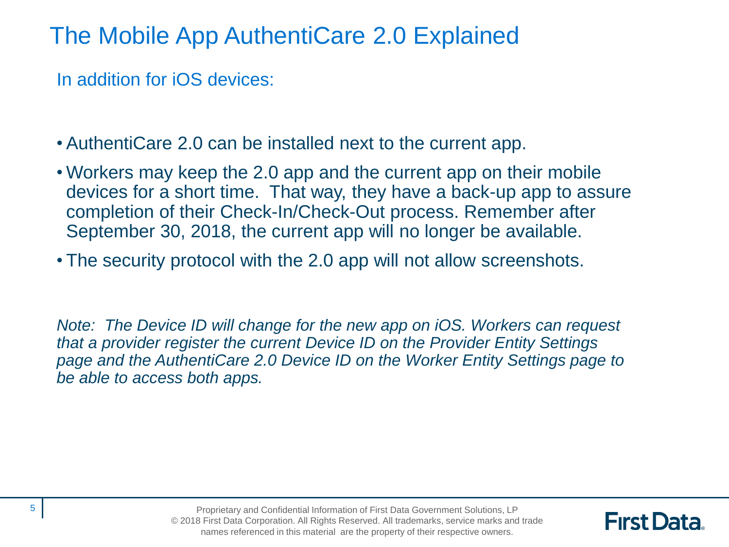# The Mobile App AuthentiCare 2.0 Explained

## In addition for iOS devices:

- AuthentiCare 2.0 can be installed next to the current app.
- Workers may keep the 2.0 app and the current app on their mobile devices for a short time. That way, they have a back-up app to assure completion of their Check-In/Check-Out process. Remember after September 30, 2018, the current app will no longer be available.
- The security protocol with the 2.0 app will not allow screenshots.

*Note: The Device ID will change for the new app on iOS. Workers can request that a provider register the current Device ID on the Provider Entity Settings page and the AuthentiCare 2.0 Device ID on the Worker Entity Settings page to be able to access both apps.*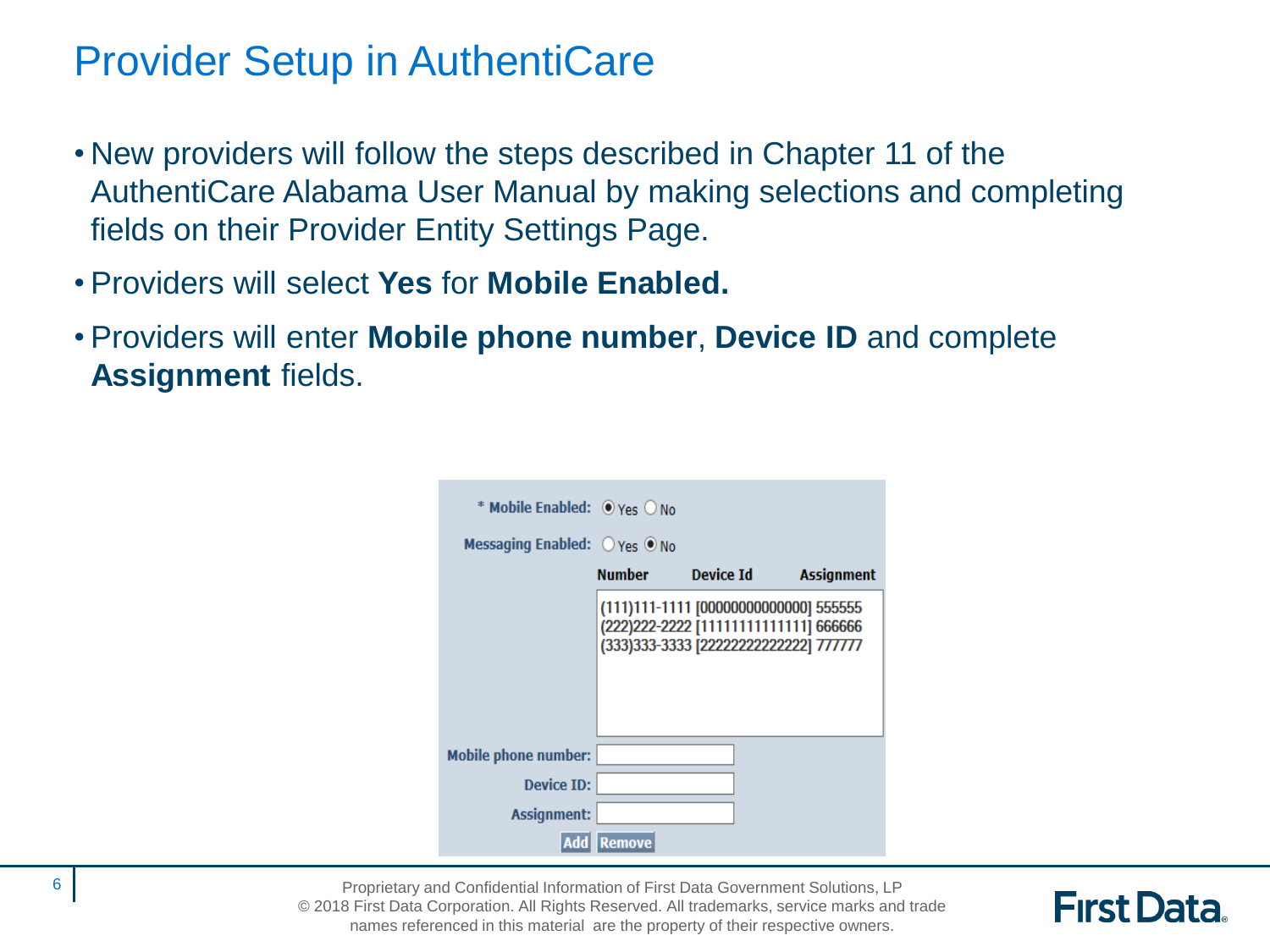# Provider Setup in AuthentiCare

- New providers will follow the steps described in Chapter 11 of the AuthentiCare Alabama User Manual by making selections and completing fields on their Provider Entity Settings Page.
- Providers will select **Yes** for **Mobile Enabled.**
- Providers will enter **Mobile phone number**, **Device ID** and complete **Assignment** fields.

\* Mobile Enabled: (•) Yes ( ) No

Messaging Enabled: ( ) Yes (•) No

| Number | Device Id | Assignment |
|---|---|---|
| (111)111-1111 | [00000000000000] | 555555 |
| (222)222-2222 | [11111111111111] | 666666 |
| (333)333-3333 | [22222222222222] | 777777 |

Mobile phone number:

Device ID:

Assignment:

Add Remove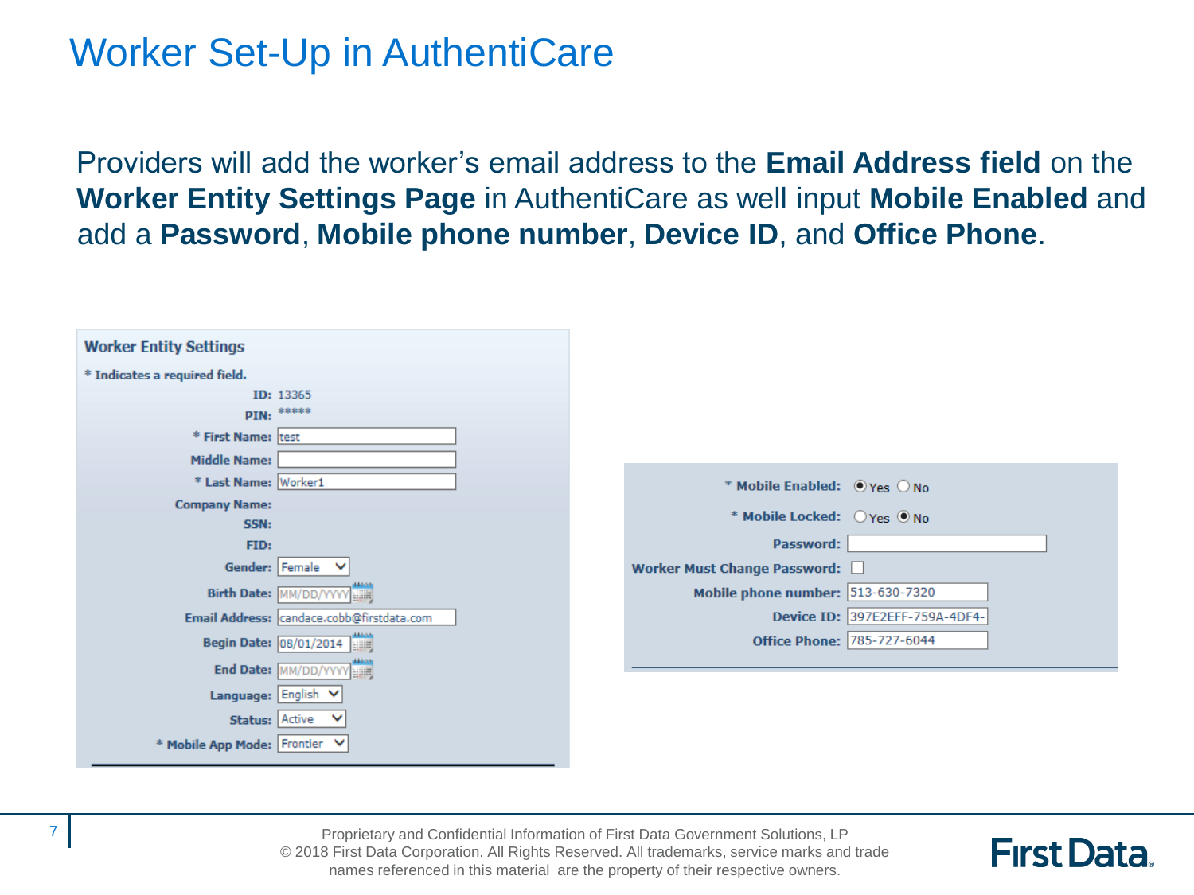# Worker Set-Up in AuthentiCare

Providers will add the worker's email address to the **Email Address field** on the **Worker Entity Settings Page** in AuthentiCare as well input **Mobile Enabled** and add a **Password**, **Mobile phone number**, **Device ID**, and **Office Phone**.

**Worker Entity Settings**

* Indicates a required field.

| Field | Value |
| --- | --- |
| ID: | 13365 |
| PIN: | ***** |
| * First Name: | test |
| Middle Name: | |
| * Last Name: | Worker1 |
| Company Name: | |
| SSN: | |
| FID: | |
| Gender: | Female |
| Birth Date: | MM/DD/YYYY |
| Email Address: | candace.cobb@firstdata.com |
| Begin Date: | 08/01/2014 |
| End Date: | MM/DD/YYYY |
| Language: | English |
| Status: | Active |
| * Mobile App Mode: | Frontier |

| Field | Value |
| --- | --- |
| * Mobile Enabled: | (•) Yes ( ) No |
| * Mobile Locked: | ( ) Yes (•) No |
| Password: | |
| Worker Must Change Password: | ☐ |
| Mobile phone number: | 513-630-7320 |
| Device ID: | 397E2EFF-759A-4DF4- |
| Office Phone: | 785-727-6044 |

Proprietary and Confidential Information of First Data Government Solutions, LP
© 2018 First Data Corporation. All Rights Reserved. All trademarks, service marks and trade names referenced in this material are the property of their respective owners.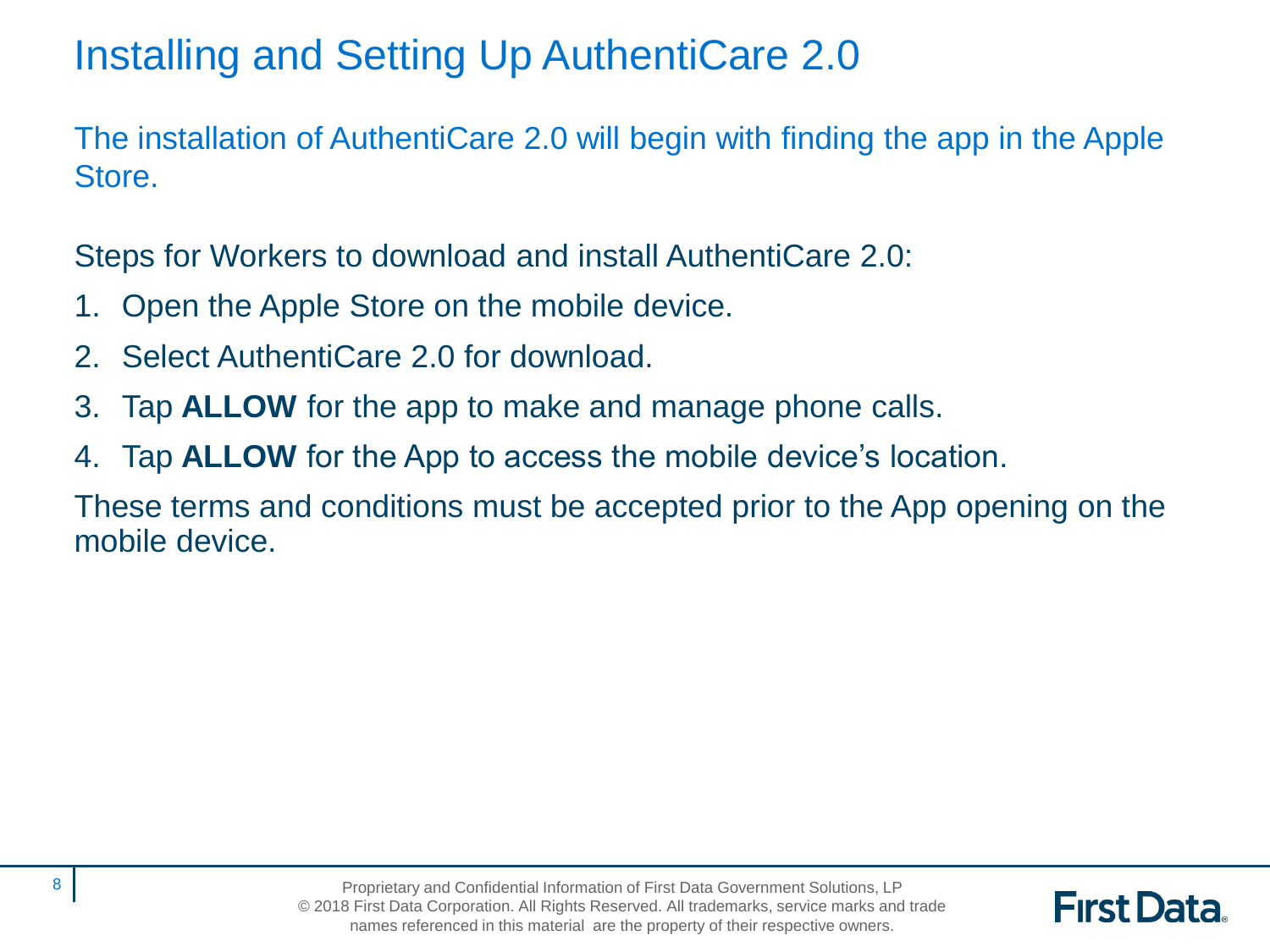# Installing and Setting Up AuthentiCare 2.0

The installation of AuthentiCare 2.0 will begin with finding the app in the Apple Store.

Steps for Workers to download and install AuthentiCare 2.0:

1. Open the Apple Store on the mobile device.
2. Select AuthentiCare 2.0 for download.
3. Tap **ALLOW** for the app to make and manage phone calls.
4. Tap **ALLOW** for the App to access the mobile device's location.

These terms and conditions must be accepted prior to the App opening on the mobile device.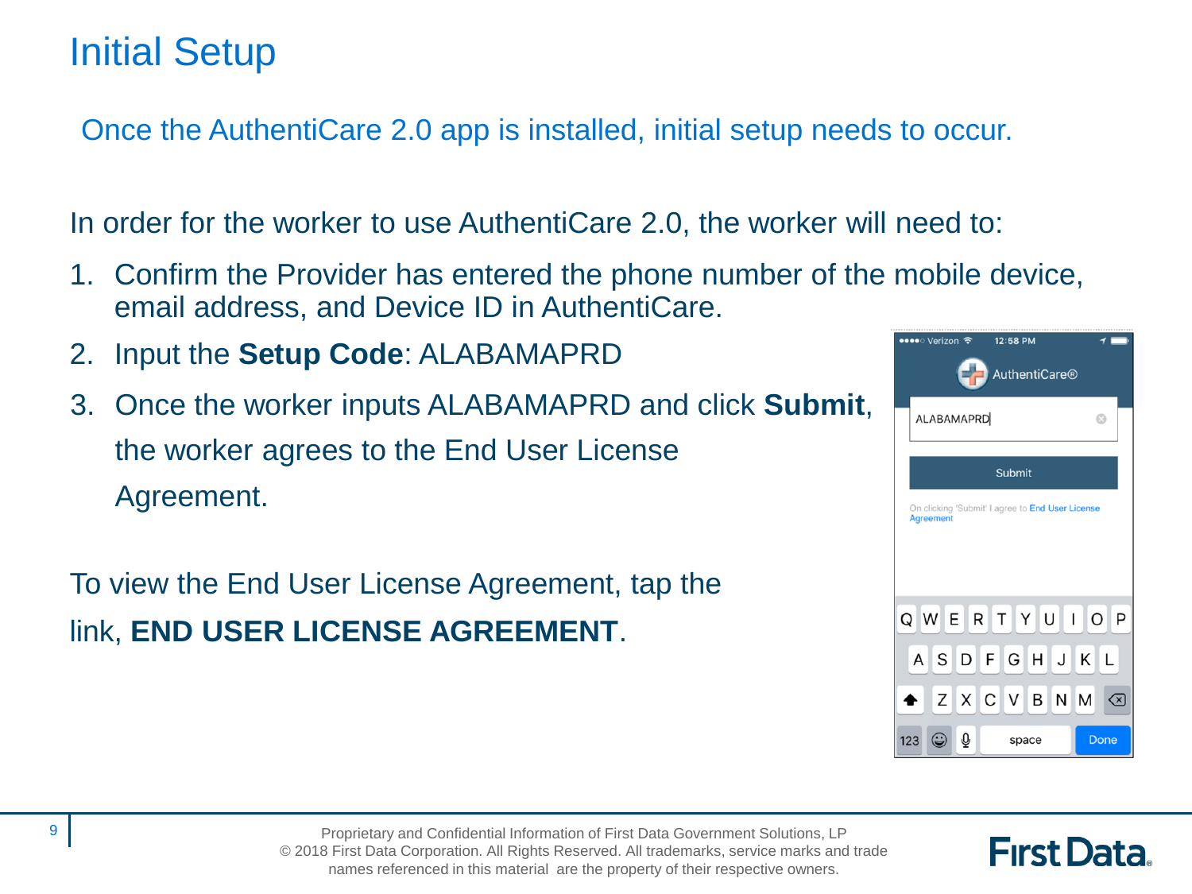# Initial Setup

Once the AuthentiCare 2.0 app is installed, initial setup needs to occur.

In order for the worker to use AuthentiCare 2.0, the worker will need to:

1. Confirm the Provider has entered the phone number of the mobile device, email address, and Device ID in AuthentiCare.
2. Input the **Setup Code**: ALABAMAPRD
3. Once the worker inputs ALABAMAPRD and click **Submit**, the worker agrees to the End User License Agreement.

To view the End User License Agreement, tap the link, **END USER LICENSE AGREEMENT**.

Proprietary and Confidential Information of First Data Government Solutions, LP
© 2018 First Data Corporation. All Rights Reserved. All trademarks, service marks and trade names referenced in this material are the property of their respective owners.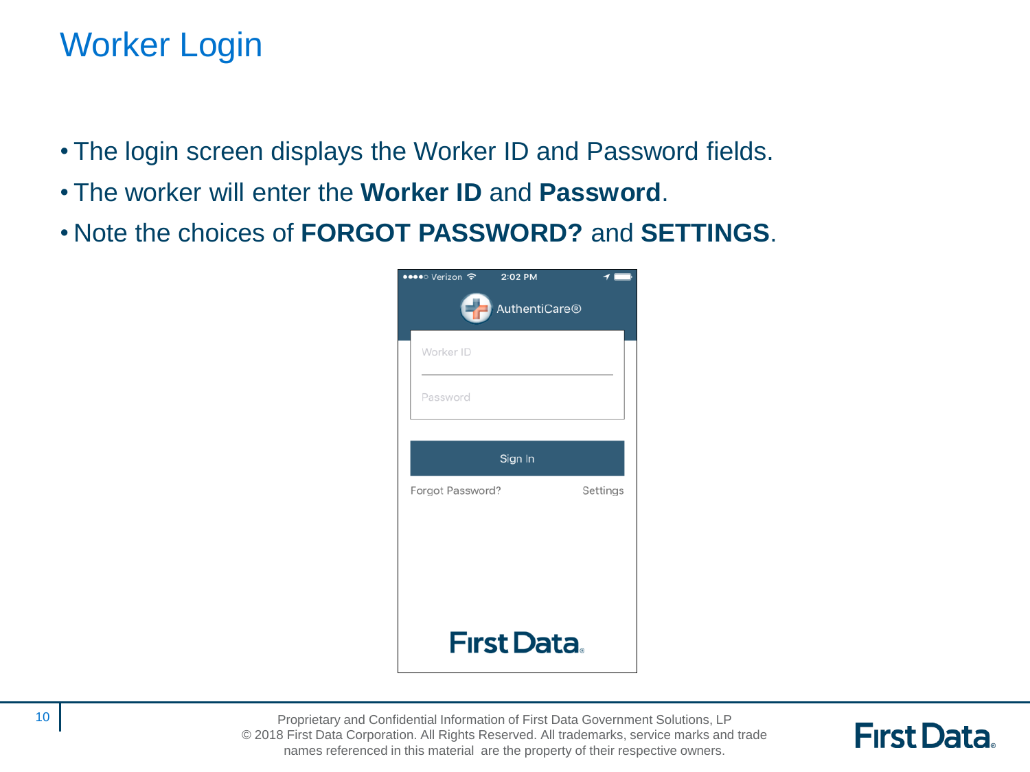# Worker Login

- The login screen displays the Worker ID and Password fields.
- The worker will enter the **Worker ID** and **Password**.
- Note the choices of **FORGOT PASSWORD?** and **SETTINGS**.

Proprietary and Confidential Information of First Data Government Solutions, LP
© 2018 First Data Corporation. All Rights Reserved. All trademarks, service marks and trade names referenced in this material are the property of their respective owners.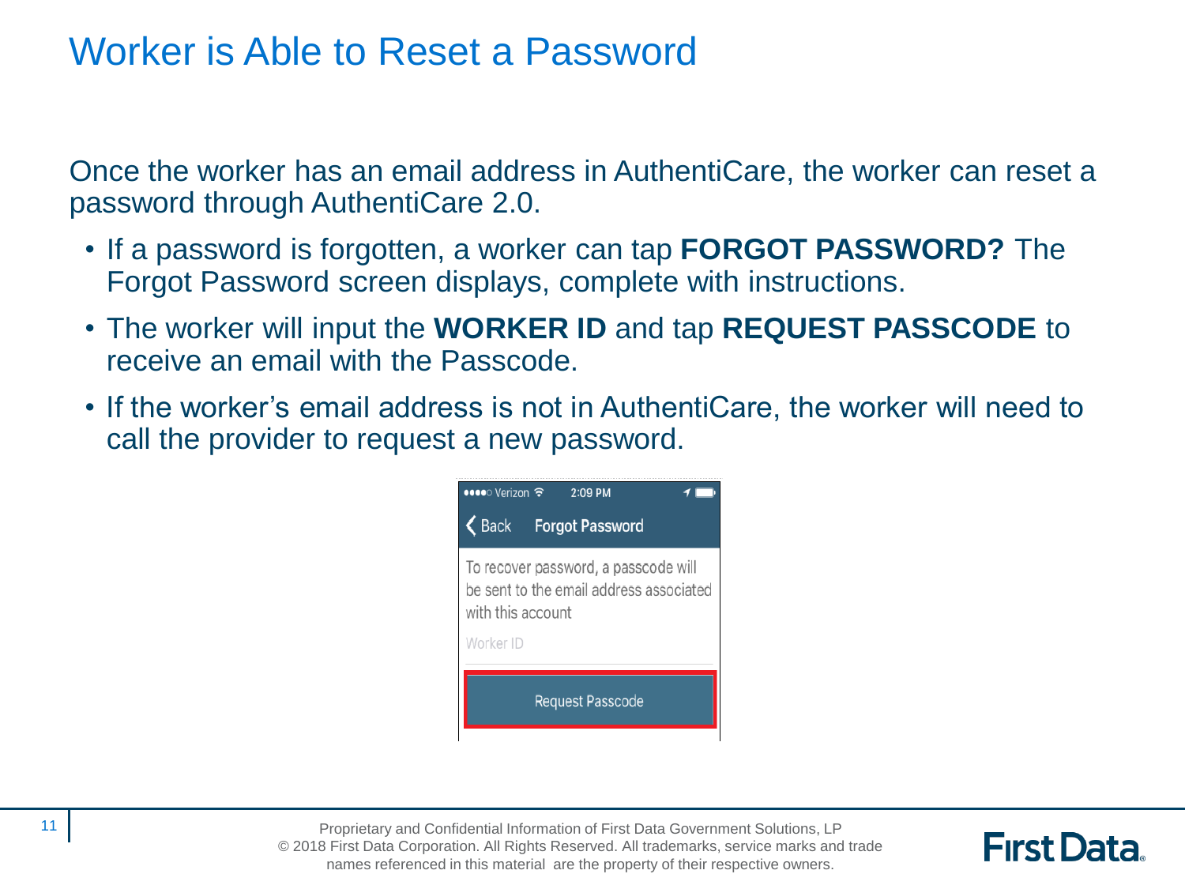# Worker is Able to Reset a Password

Once the worker has an email address in AuthentiCare, the worker can reset a password through AuthentiCare 2.0.

- If a password is forgotten, a worker can tap **FORGOT PASSWORD?** The Forgot Password screen displays, complete with instructions.
- The worker will input the **WORKER ID** and tap **REQUEST PASSCODE** to receive an email with the Passcode.
- If the worker's email address is not in AuthentiCare, the worker will need to call the provider to request a new password.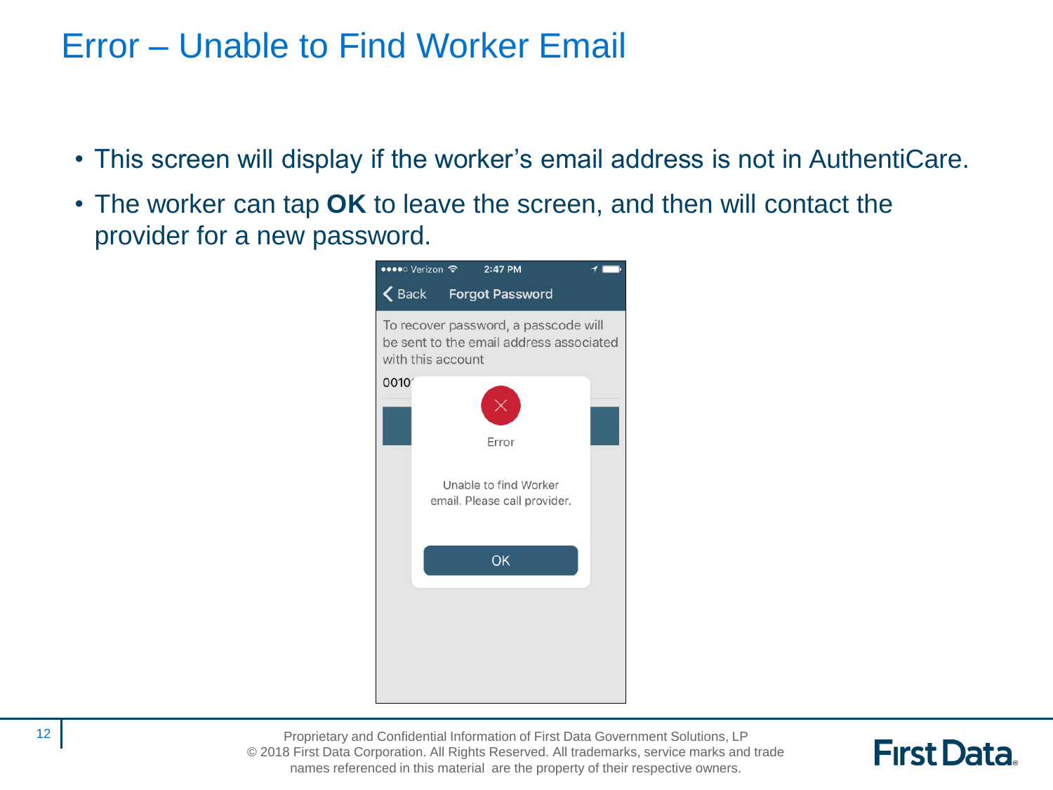# Error – Unable to Find Worker Email

- This screen will display if the worker's email address is not in AuthentiCare.
- The worker can tap **OK** to leave the screen, and then will contact the provider for a new password.

Back Forgot Password

To recover password, a passcode will be sent to the email address associated with this account

0010

Error

Unable to find Worker email. Please call provider.

OK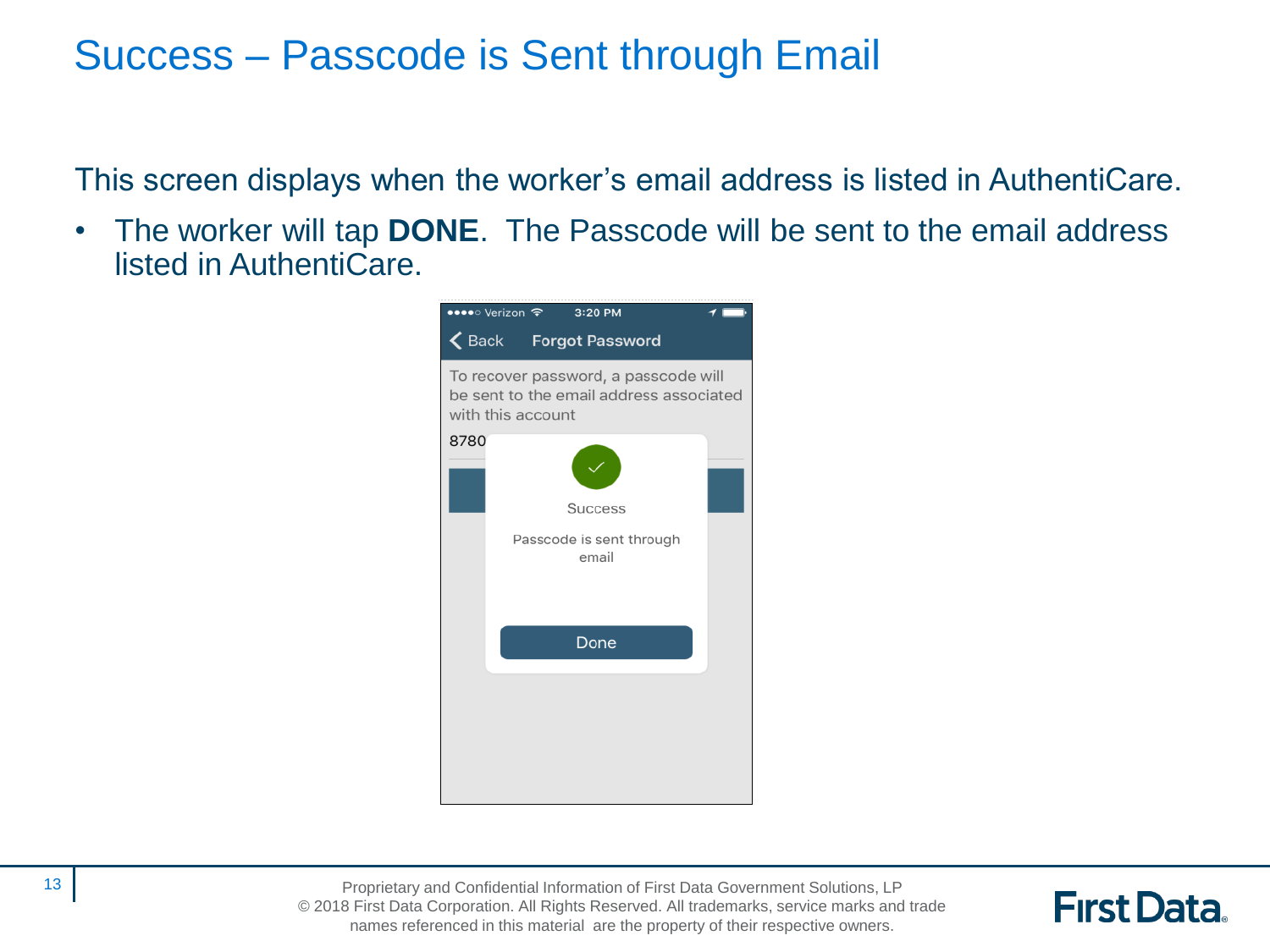# Success – Passcode is Sent through Email

This screen displays when the worker's email address is listed in AuthentiCare.

- The worker will tap **DONE**. The Passcode will be sent to the email address listed in AuthentiCare.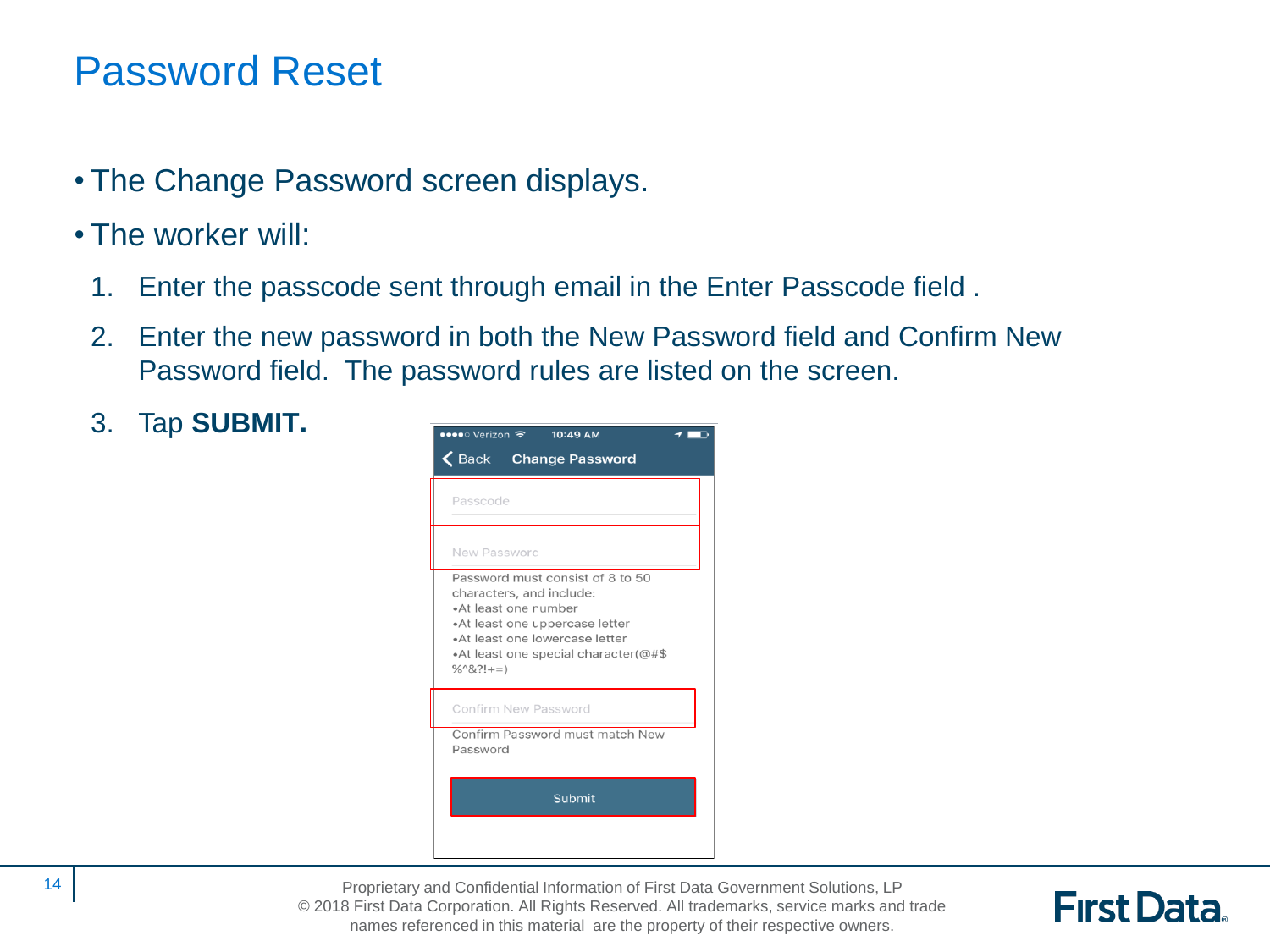# Password Reset

- The Change Password screen displays.
- The worker will:

1. Enter the passcode sent through email in the Enter Passcode field .
2. Enter the new password in both the New Password field and Confirm New Password field. The password rules are listed on the screen.
3. Tap **SUBMIT.**

Proprietary and Confidential Information of First Data Government Solutions, LP
© 2018 First Data Corporation. All Rights Reserved. All trademarks, service marks and trade names referenced in this material are the property of their respective owners.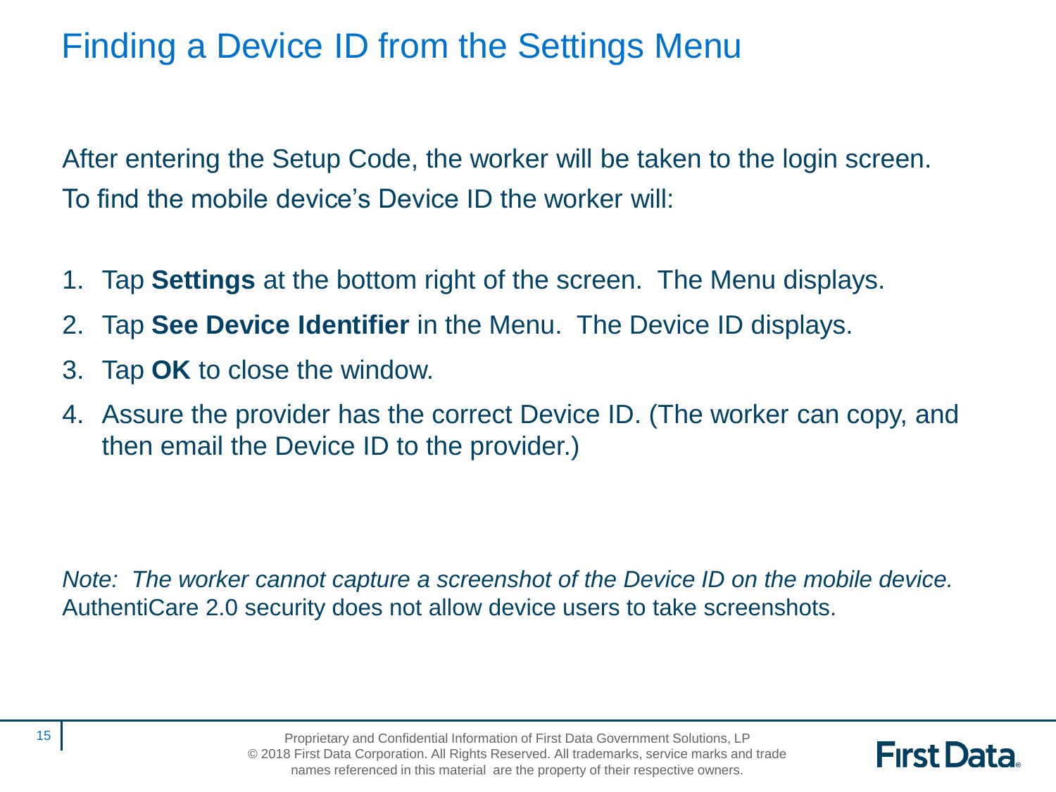# Finding a Device ID from the Settings Menu

After entering the Setup Code, the worker will be taken to the login screen. To find the mobile device's Device ID the worker will:

1. Tap **Settings** at the bottom right of the screen. The Menu displays.
2. Tap **See Device Identifier** in the Menu. The Device ID displays.
3. Tap **OK** to close the window.
4. Assure the provider has the correct Device ID. (The worker can copy, and then email the Device ID to the provider.)

*Note: The worker cannot capture a screenshot of the Device ID on the mobile device.* AuthentiCare 2.0 security does not allow device users to take screenshots.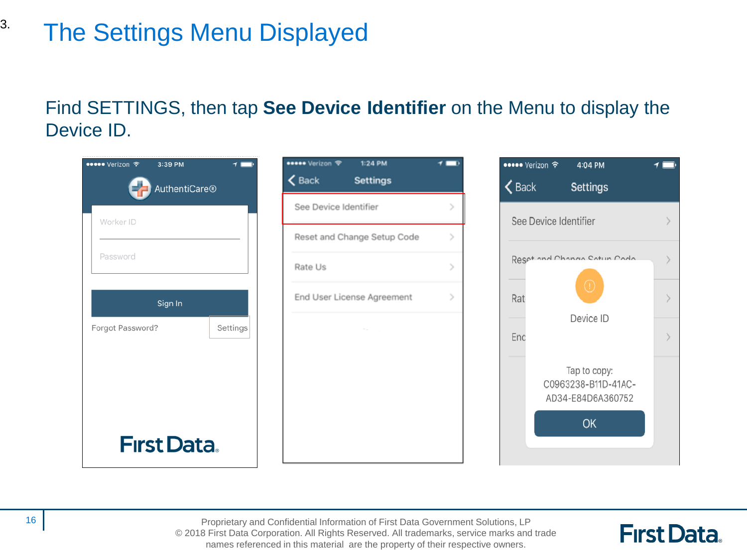# 3. The Settings Menu Displayed

Find SETTINGS, then tap **See Device Identifier** on the Menu to display the Device ID.

Verizon 3:39 PM

AuthentiCare®

Worker ID

Password

Sign In

Forgot Password?

Settings

First Data.

Verizon 1:24 PM

Back Settings

See Device Identifier

Reset and Change Setup Code

Rate Us

End User License Agreement

Verizon 4:04 PM

Back Settings

See Device Identifier

Device ID

Tap to copy:
C0963238-B11D-41AC-AD34-E84D6A360752

OK

Proprietary and Confidential Information of First Data Government Solutions, LP
© 2018 First Data Corporation. All Rights Reserved. All trademarks, service marks and trade names referenced in this material are the property of their respective owners.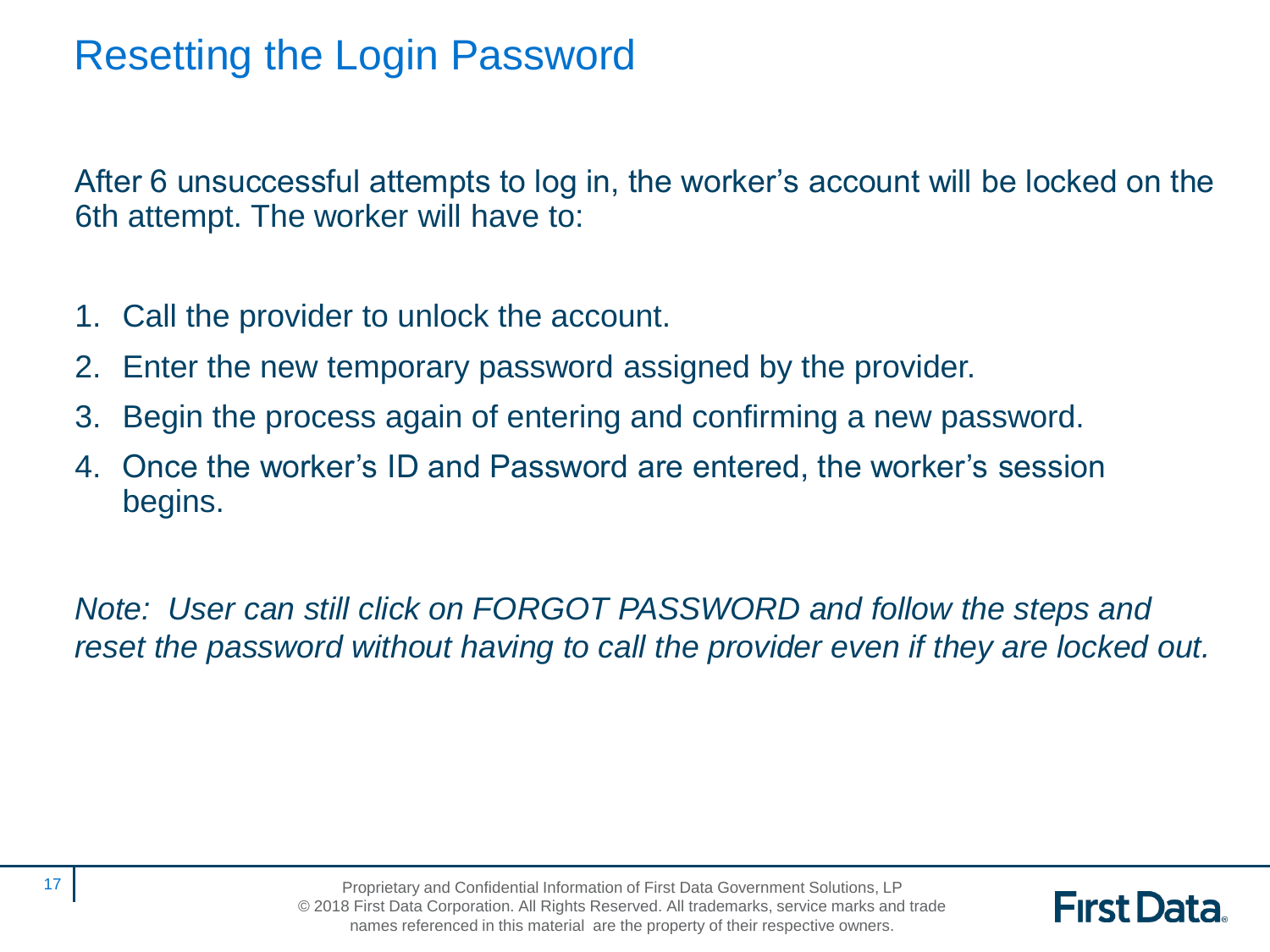# Resetting the Login Password

After 6 unsuccessful attempts to log in, the worker's account will be locked on the 6th attempt. The worker will have to:

1. Call the provider to unlock the account.
2. Enter the new temporary password assigned by the provider.
3. Begin the process again of entering and confirming a new password.
4. Once the worker's ID and Password are entered, the worker's session begins.

*Note: User can still click on FORGOT PASSWORD and follow the steps and reset the password without having to call the provider even if they are locked out.*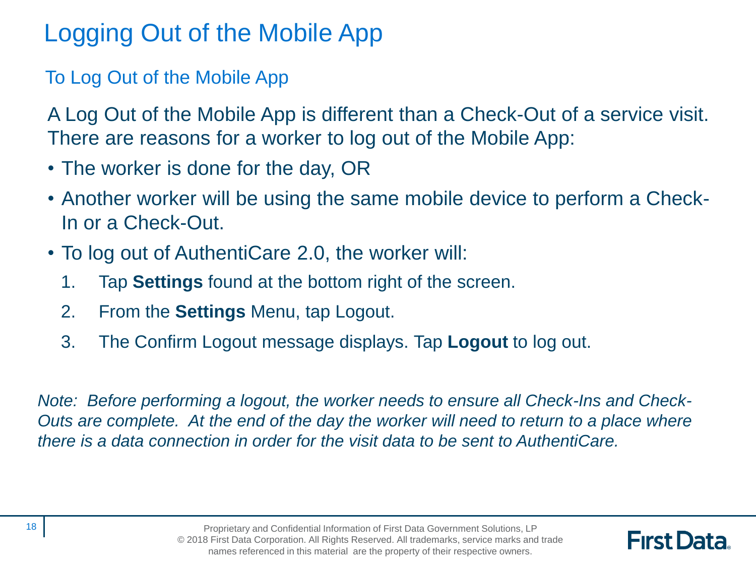# Logging Out of the Mobile App

## To Log Out of the Mobile App

A Log Out of the Mobile App is different than a Check-Out of a service visit. There are reasons for a worker to log out of the Mobile App:

- The worker is done for the day, OR
- Another worker will be using the same mobile device to perform a Check-In or a Check-Out.
- To log out of AuthentiCare 2.0, the worker will:
  1. Tap **Settings** found at the bottom right of the screen.
  2. From the **Settings** Menu, tap Logout.
  3. The Confirm Logout message displays. Tap **Logout** to log out.

*Note: Before performing a logout, the worker needs to ensure all Check-Ins and Check-Outs are complete. At the end of the day the worker will need to return to a place where there is a data connection in order for the visit data to be sent to AuthentiCare.*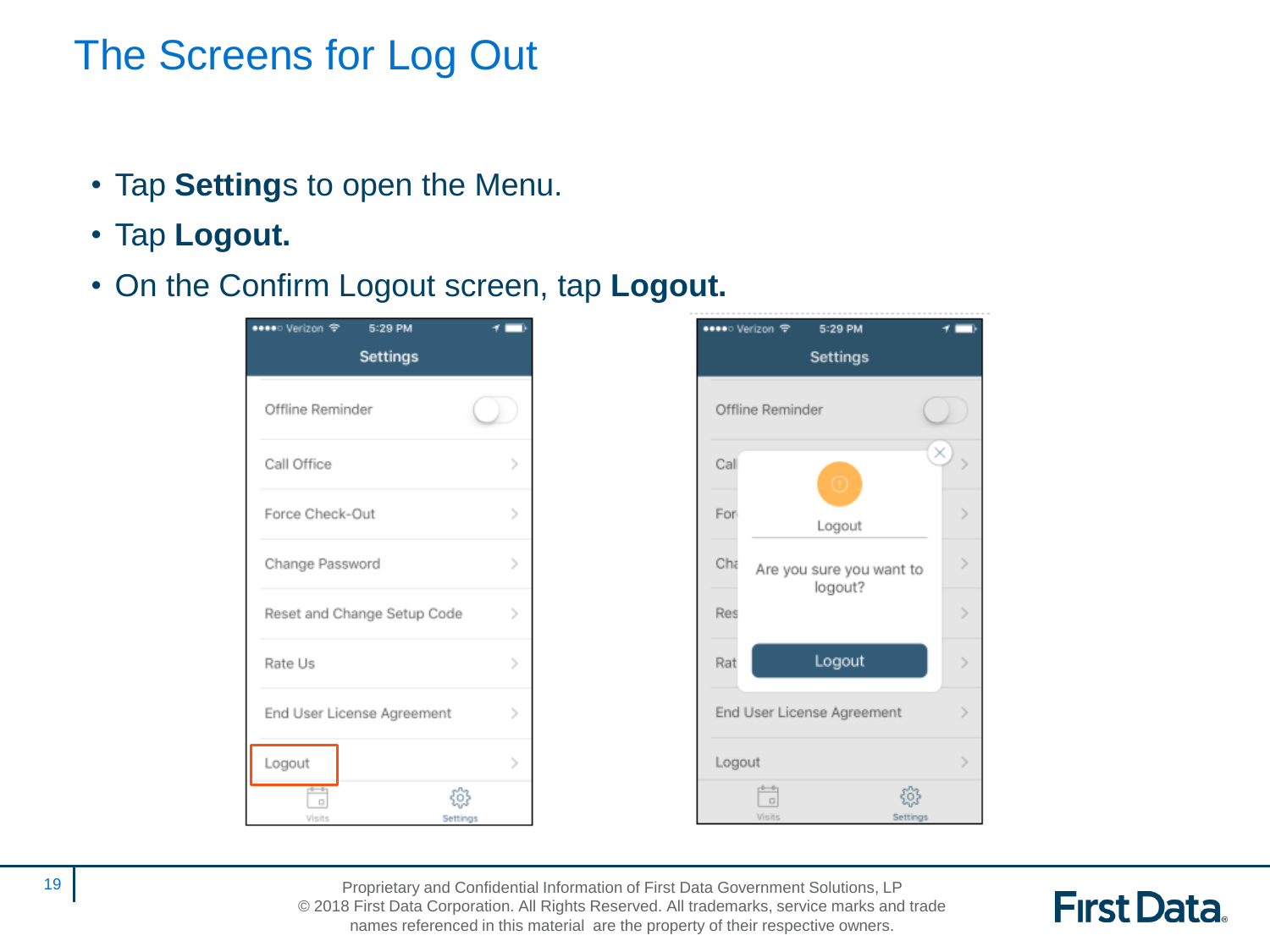# The Screens for Log Out

- Tap **Settings** to open the Menu.
- Tap **Logout.**
- On the Confirm Logout screen, tap **Logout.**

Proprietary and Confidential Information of First Data Government Solutions, LP
© 2018 First Data Corporation. All Rights Reserved. All trademarks, service marks and trade names referenced in this material are the property of their respective owners.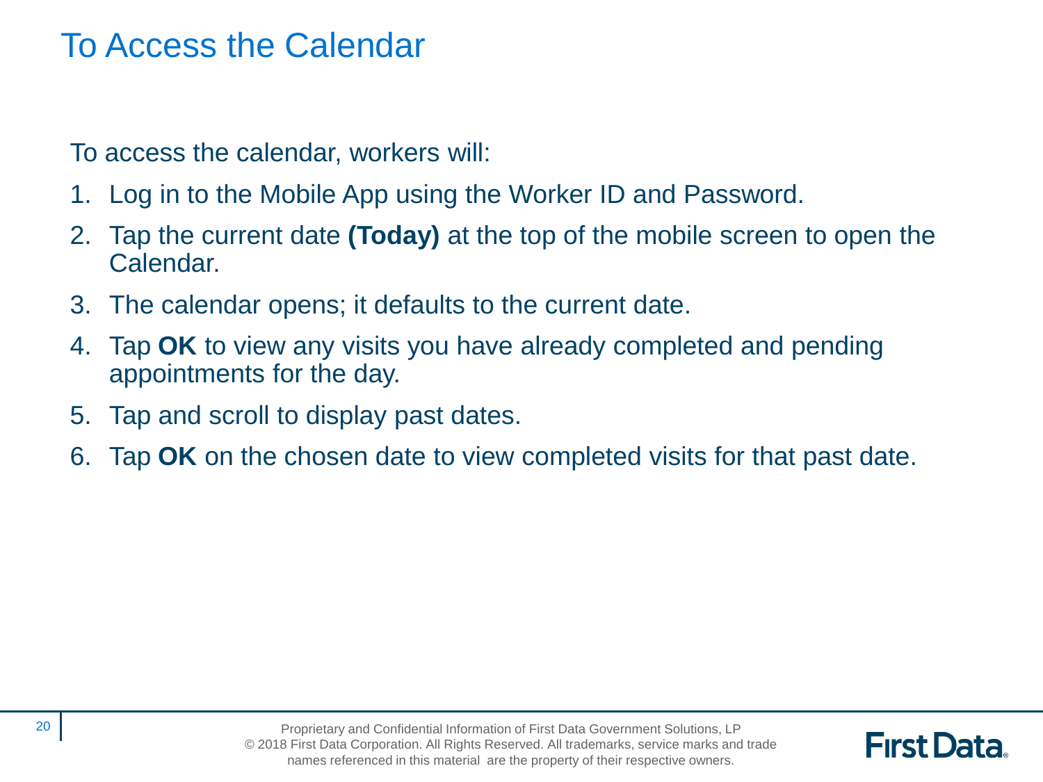# To Access the Calendar

To access the calendar, workers will:

1. Log in to the Mobile App using the Worker ID and Password.
2. Tap the current date **(Today)** at the top of the mobile screen to open the Calendar.
3. The calendar opens; it defaults to the current date.
4. Tap **OK** to view any visits you have already completed and pending appointments for the day.
5. Tap and scroll to display past dates.
6. Tap **OK** on the chosen date to view completed visits for that past date.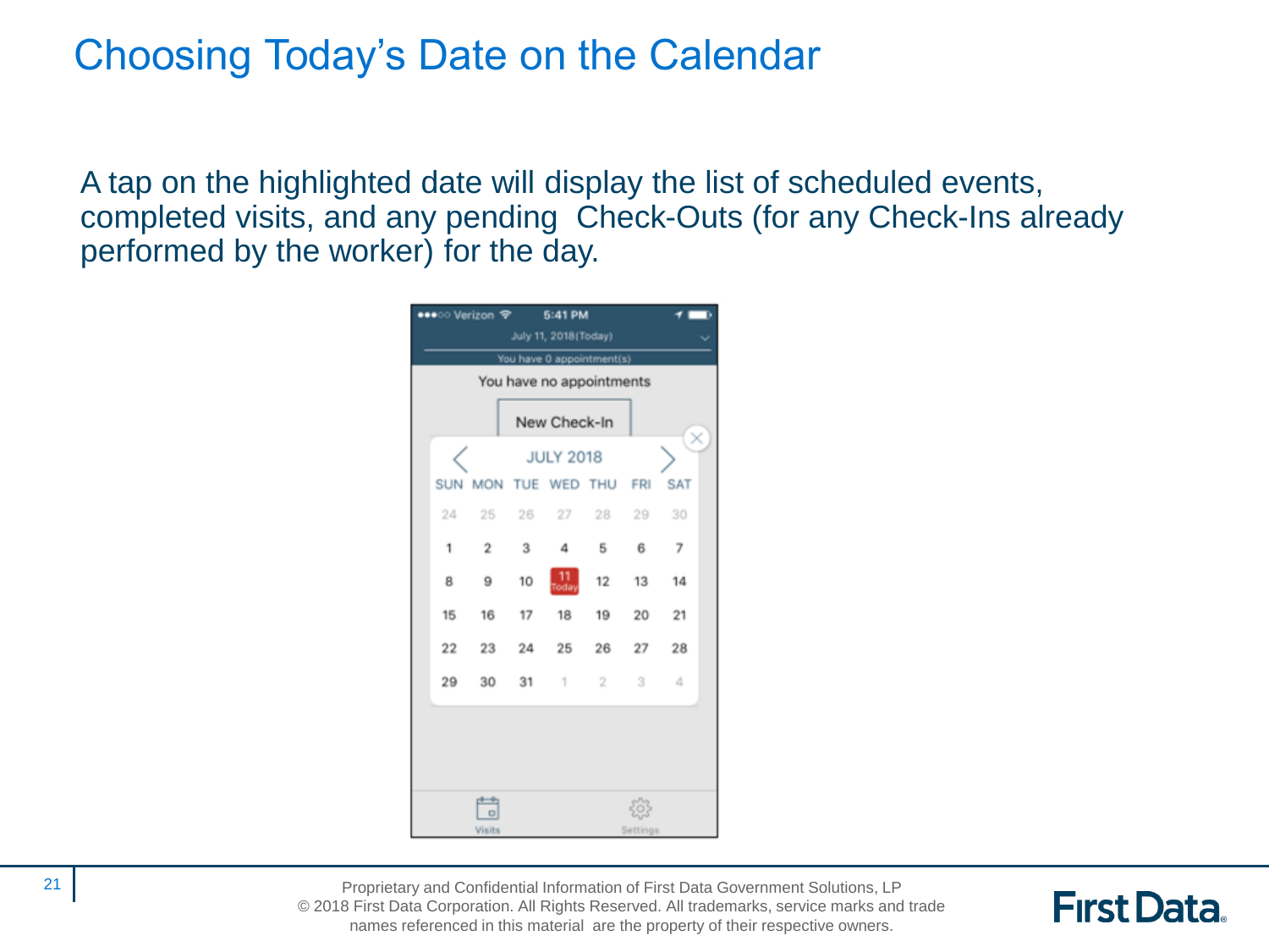# Choosing Today's Date on the Calendar

A tap on the highlighted date will display the list of scheduled events, completed visits, and any pending Check-Outs (for any Check-Ins already performed by the worker) for the day.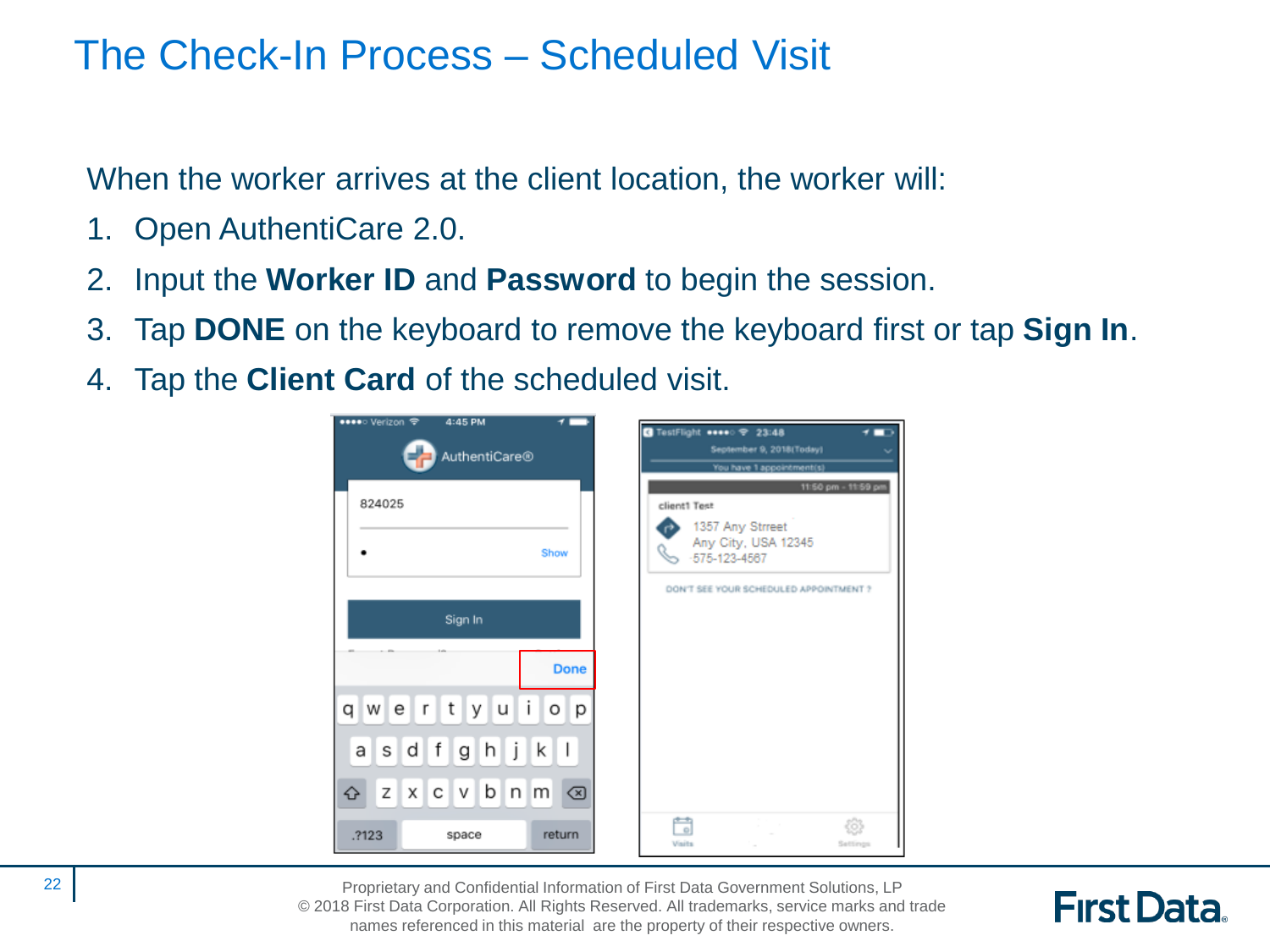# The Check-In Process – Scheduled Visit

When the worker arrives at the client location, the worker will:

1. Open AuthentiCare 2.0.
2. Input the **Worker ID** and **Password** to begin the session.
3. Tap **DONE** on the keyboard to remove the keyboard first or tap **Sign In**.
4. Tap the **Client Card** of the scheduled visit.

Proprietary and Confidential Information of First Data Government Solutions, LP
© 2018 First Data Corporation. All Rights Reserved. All trademarks, service marks and trade names referenced in this material are the property of their respective owners.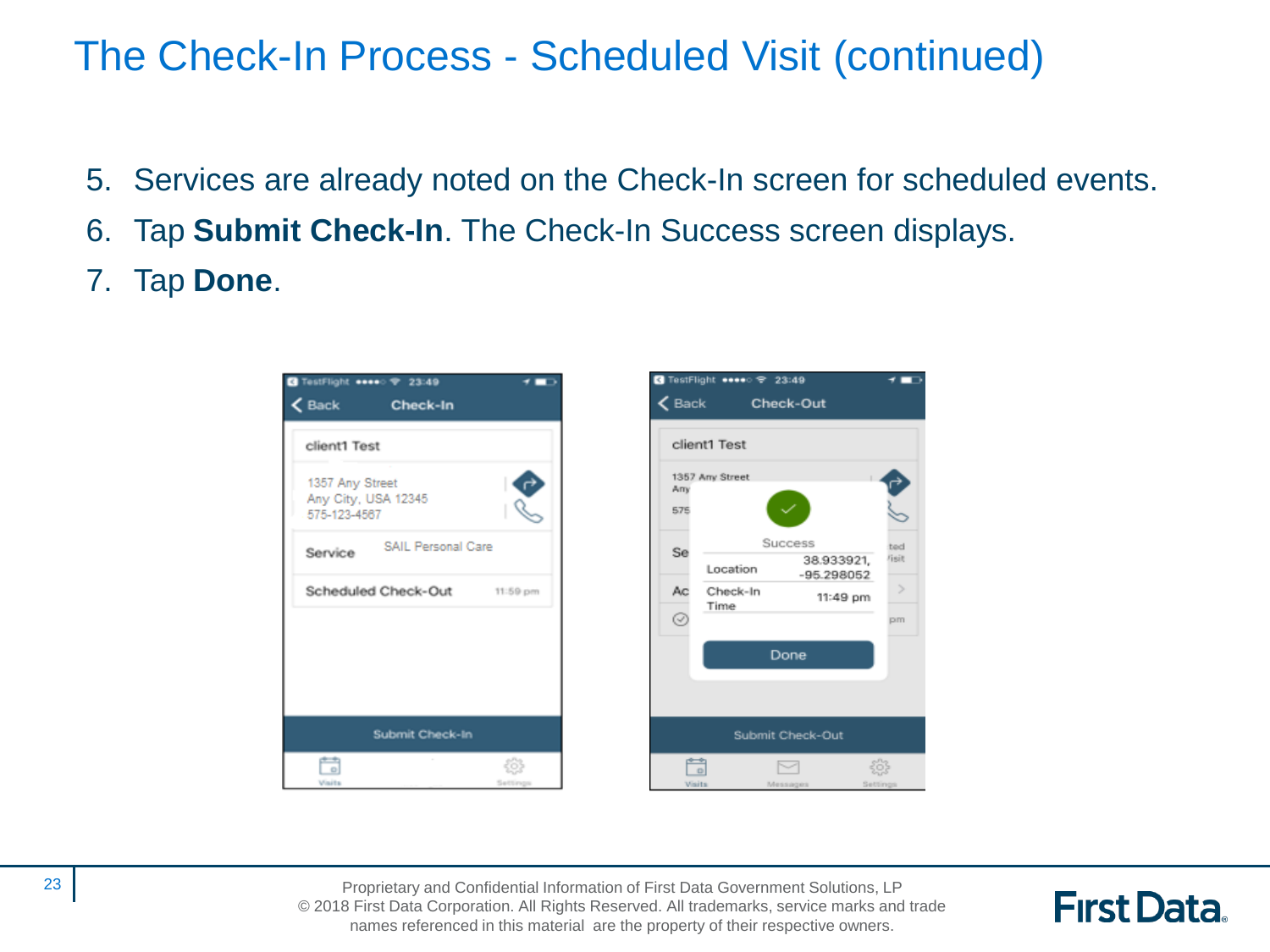# The Check-In Process - Scheduled Visit (continued)

5. Services are already noted on the Check-In screen for scheduled events.
6. Tap **Submit Check-In**. The Check-In Success screen displays.
7. Tap **Done**.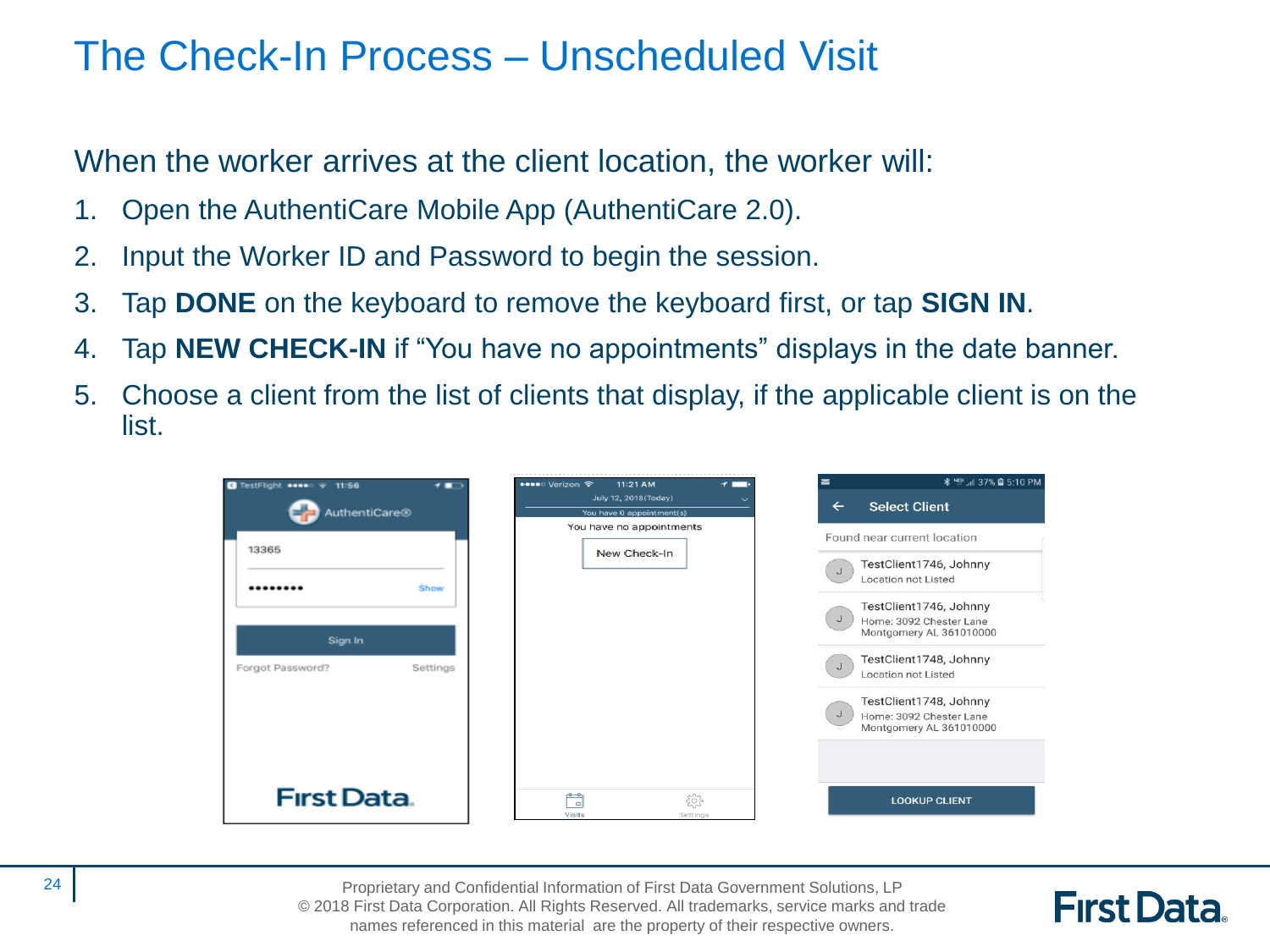# The Check-In Process – Unscheduled Visit

When the worker arrives at the client location, the worker will:

1. Open the AuthentiCare Mobile App (AuthentiCare 2.0).
2. Input the Worker ID and Password to begin the session.
3. Tap **DONE** on the keyboard to remove the keyboard first, or tap **SIGN IN**.
4. Tap **NEW CHECK-IN** if "You have no appointments" displays in the date banner.
5. Choose a client from the list of clients that display, if the applicable client is on the list.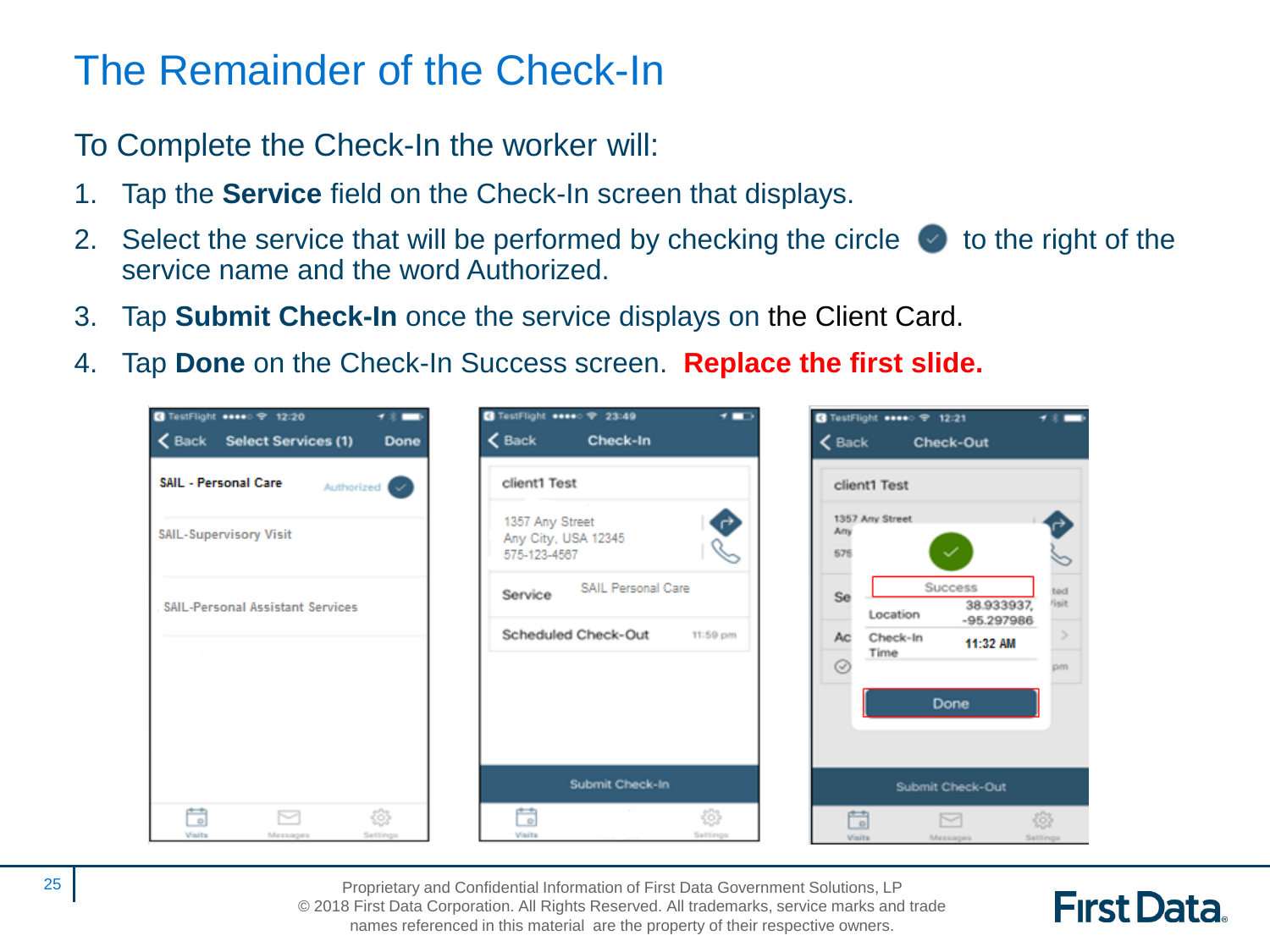# The Remainder of the Check-In

To Complete the Check-In the worker will:

1. Tap the **Service** field on the Check-In screen that displays.
2. Select the service that will be performed by checking the circle to the right of the service name and the word Authorized.
3. Tap **Submit Check-In** once the service displays on the Client Card.
4. Tap **Done** on the Check-In Success screen. **Replace the first slide.**

Proprietary and Confidential Information of First Data Government Solutions, LP
© 2018 First Data Corporation. All Rights Reserved. All trademarks, service marks and trade names referenced in this material are the property of their respective owners.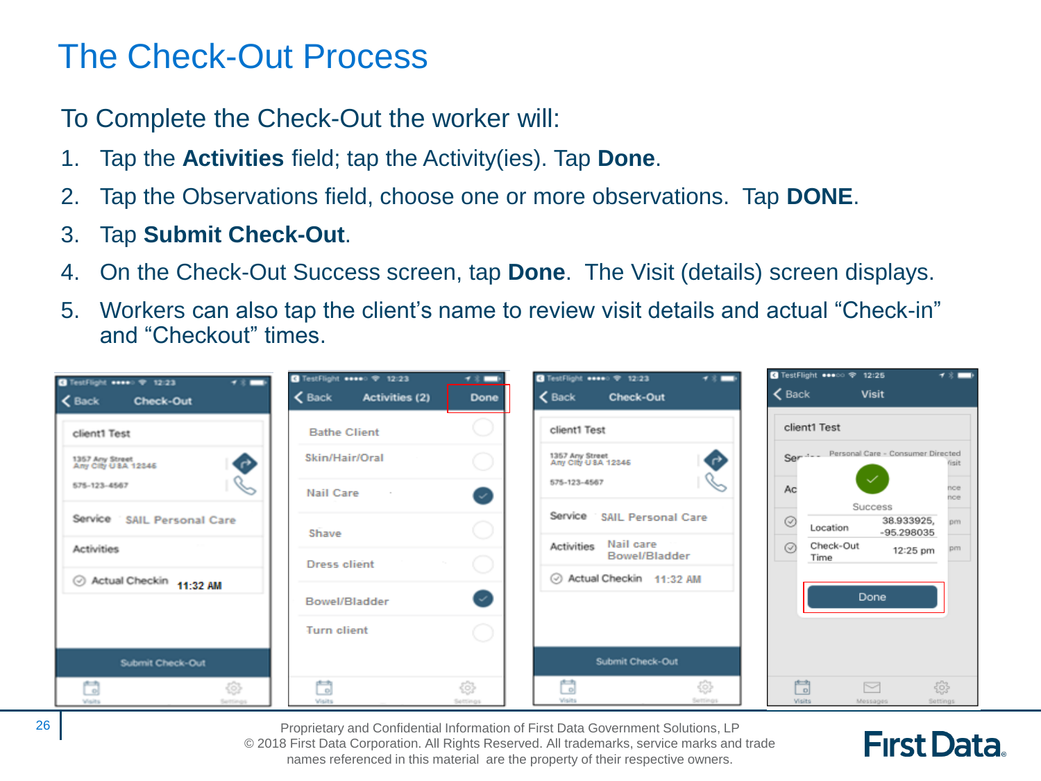# The Check-Out Process

To Complete the Check-Out the worker will:

1. Tap the **Activities** field; tap the Activity(ies). Tap **Done**.
2. Tap the Observations field, choose one or more observations. Tap **DONE**.
3. Tap **Submit Check-Out**.
4. On the Check-Out Success screen, tap **Done**. The Visit (details) screen displays.
5. Workers can also tap the client's name to review visit details and actual "Check-in" and "Checkout" times.

Proprietary and Confidential Information of First Data Government Solutions, LP
© 2018 First Data Corporation. All Rights Reserved. All trademarks, service marks and trade names referenced in this material are the property of their respective owners.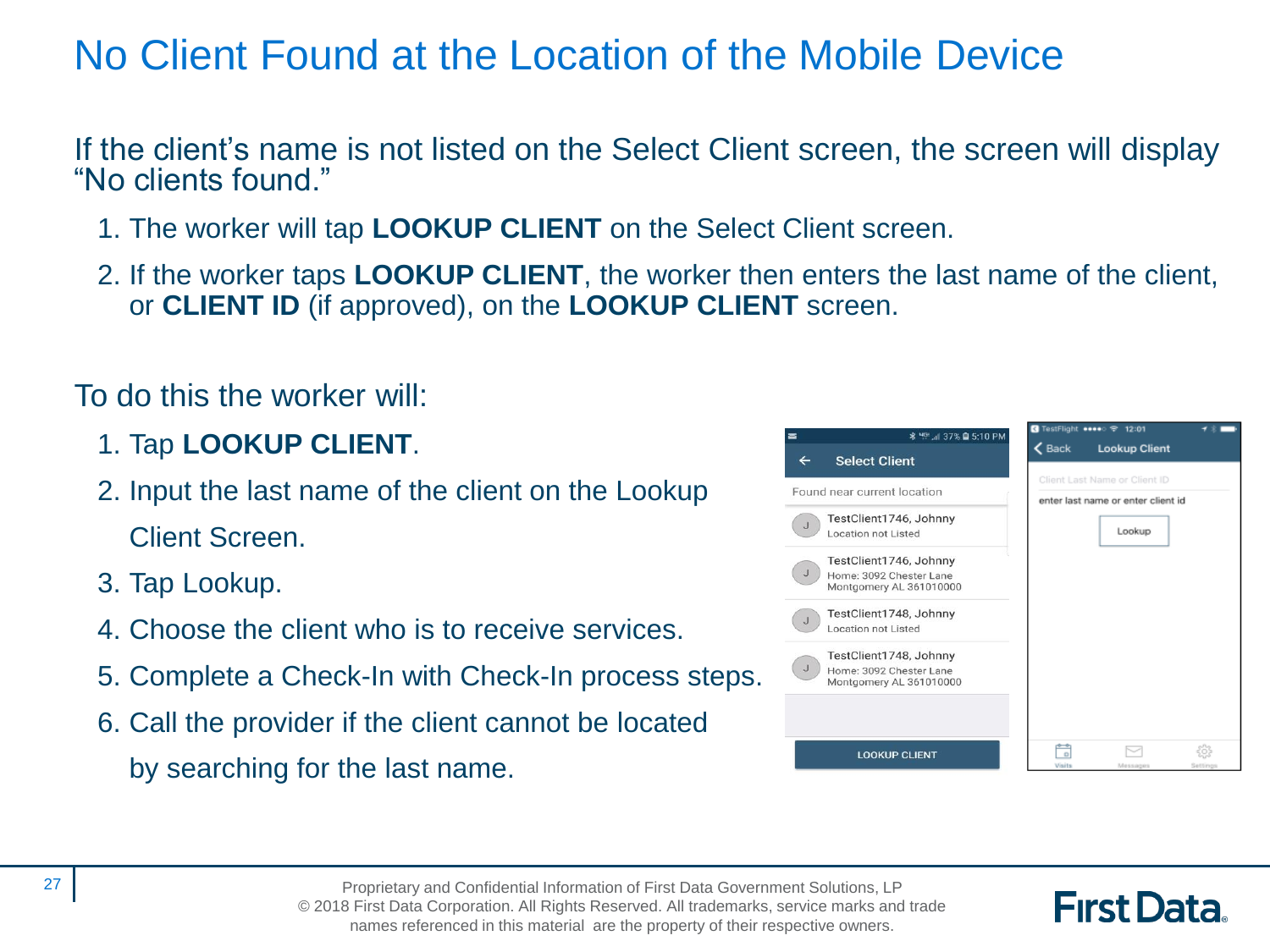# No Client Found at the Location of the Mobile Device

If the client's name is not listed on the Select Client screen, the screen will display "No clients found."

1. The worker will tap **LOOKUP CLIENT** on the Select Client screen.
2. If the worker taps **LOOKUP CLIENT**, the worker then enters the last name of the client, or **CLIENT ID** (if approved), on the **LOOKUP CLIENT** screen.

To do this the worker will:

1. Tap **LOOKUP CLIENT**.
2. Input the last name of the client on the Lookup Client Screen.
3. Tap Lookup.
4. Choose the client who is to receive services.
5. Complete a Check-In with Check-In process steps.
6. Call the provider if the client cannot be located by searching for the last name.

Proprietary and Confidential Information of First Data Government Solutions, LP
© 2018 First Data Corporation. All Rights Reserved. All trademarks, service marks and trade names referenced in this material are the property of their respective owners.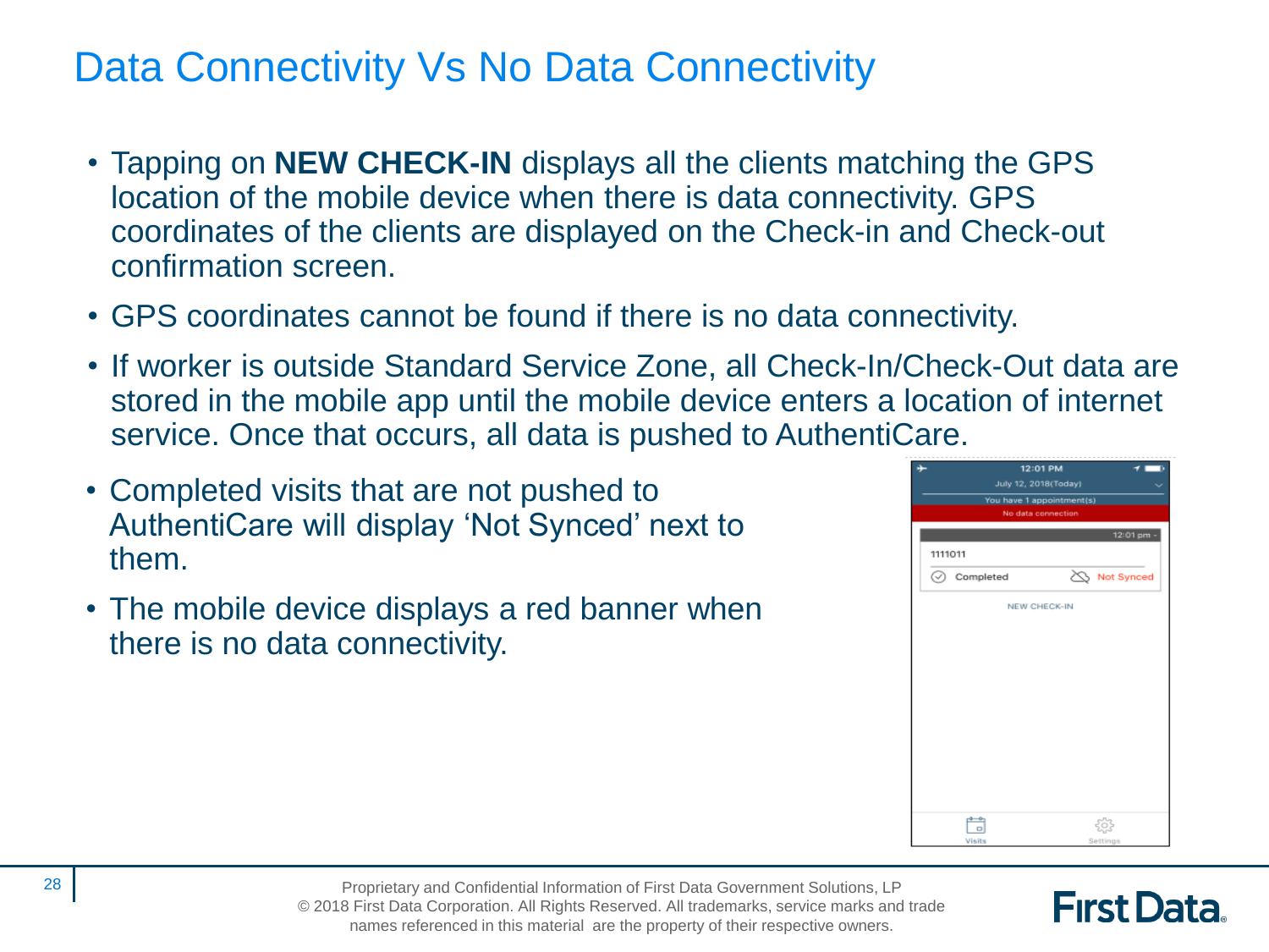# Data Connectivity Vs No Data Connectivity

- Tapping on **NEW CHECK-IN** displays all the clients matching the GPS location of the mobile device when there is data connectivity. GPS coordinates of the clients are displayed on the Check-in and Check-out confirmation screen.
- GPS coordinates cannot be found if there is no data connectivity.
- If worker is outside Standard Service Zone, all Check-In/Check-Out data are stored in the mobile app until the mobile device enters a location of internet service. Once that occurs, all data is pushed to AuthentiCare.
- Completed visits that are not pushed to AuthentiCare will display 'Not Synced' next to them.
- The mobile device displays a red banner when there is no data connectivity.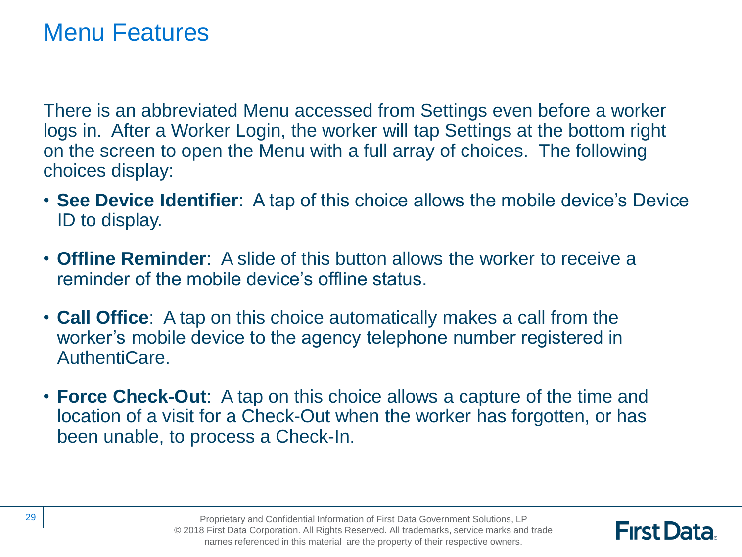# Menu Features

There is an abbreviated Menu accessed from Settings even before a worker logs in. After a Worker Login, the worker will tap Settings at the bottom right on the screen to open the Menu with a full array of choices. The following choices display:

- **See Device Identifier**: A tap of this choice allows the mobile device's Device ID to display.
- **Offline Reminder**: A slide of this button allows the worker to receive a reminder of the mobile device's offline status.
- **Call Office**: A tap on this choice automatically makes a call from the worker's mobile device to the agency telephone number registered in AuthentiCare.
- **Force Check-Out**: A tap on this choice allows a capture of the time and location of a visit for a Check-Out when the worker has forgotten, or has been unable, to process a Check-In.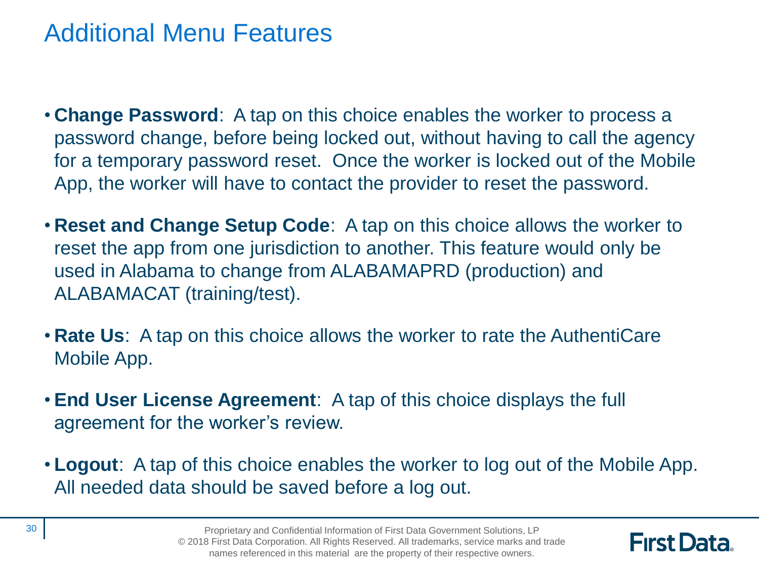# Additional Menu Features

- **Change Password**: A tap on this choice enables the worker to process a password change, before being locked out, without having to call the agency for a temporary password reset. Once the worker is locked out of the Mobile App, the worker will have to contact the provider to reset the password.

- **Reset and Change Setup Code**: A tap on this choice allows the worker to reset the app from one jurisdiction to another. This feature would only be used in Alabama to change from ALABAMAPRD (production) and ALABAMACAT (training/test).

- **Rate Us**: A tap on this choice allows the worker to rate the AuthentiCare Mobile App.

- **End User License Agreement**: A tap of this choice displays the full agreement for the worker's review.

- **Logout**: A tap of this choice enables the worker to log out of the Mobile App. All needed data should be saved before a log out.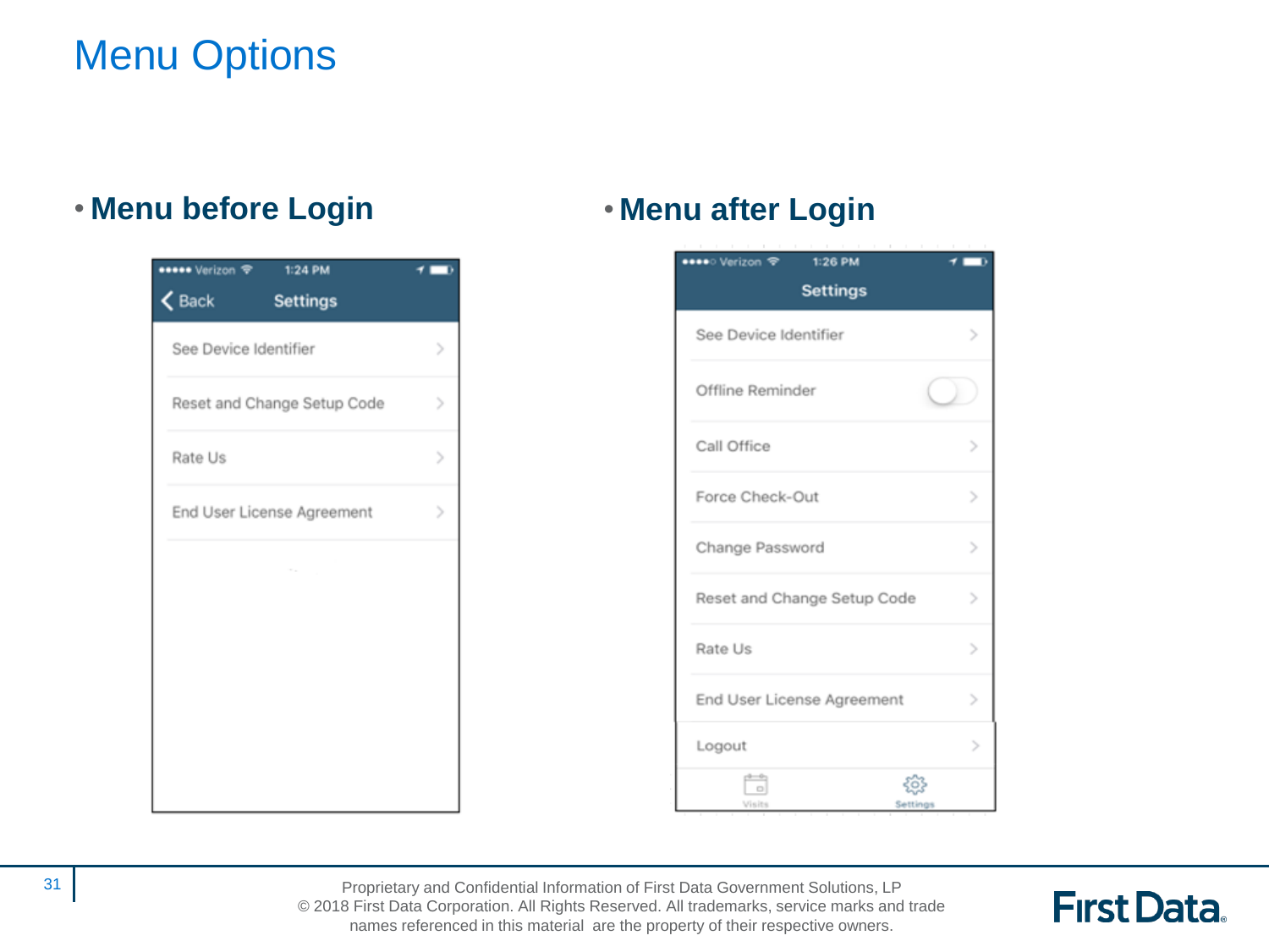# Menu Options

- **Menu before Login**

Settings

- See Device Identifier
- Reset and Change Setup Code
- Rate Us
- End User License Agreement

- **Menu after Login**

Settings

- See Device Identifier
- Offline Reminder
- Call Office
- Force Check-Out
- Change Password
- Reset and Change Setup Code
- Rate Us
- End User License Agreement
- Logout

Proprietary and Confidential Information of First Data Government Solutions, LP
© 2018 First Data Corporation. All Rights Reserved. All trademarks, service marks and trade names referenced in this material are the property of their respective owners.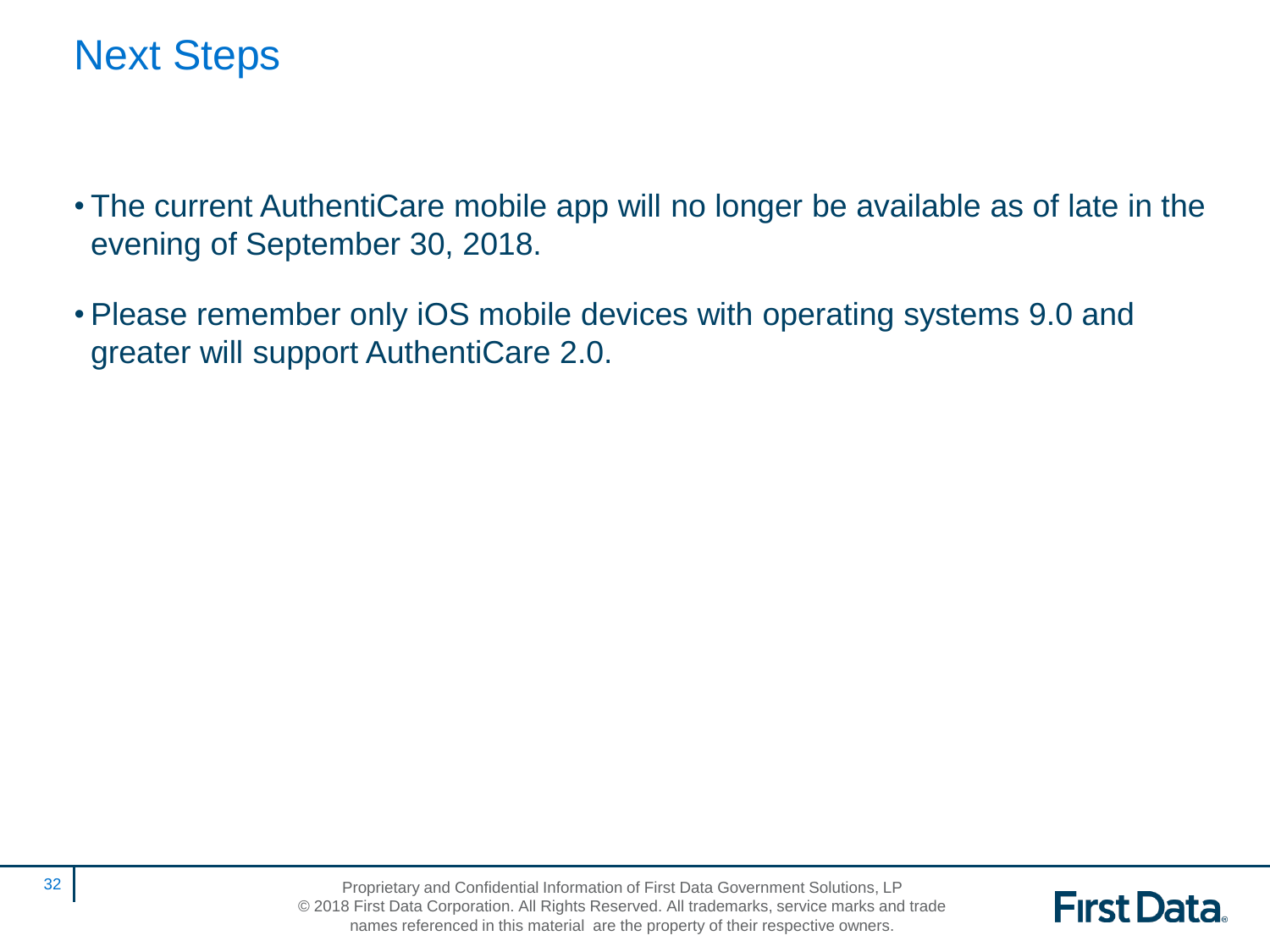# Next Steps

- The current AuthentiCare mobile app will no longer be available as of late in the evening of September 30, 2018.
- Please remember only iOS mobile devices with operating systems 9.0 and greater will support AuthentiCare 2.0.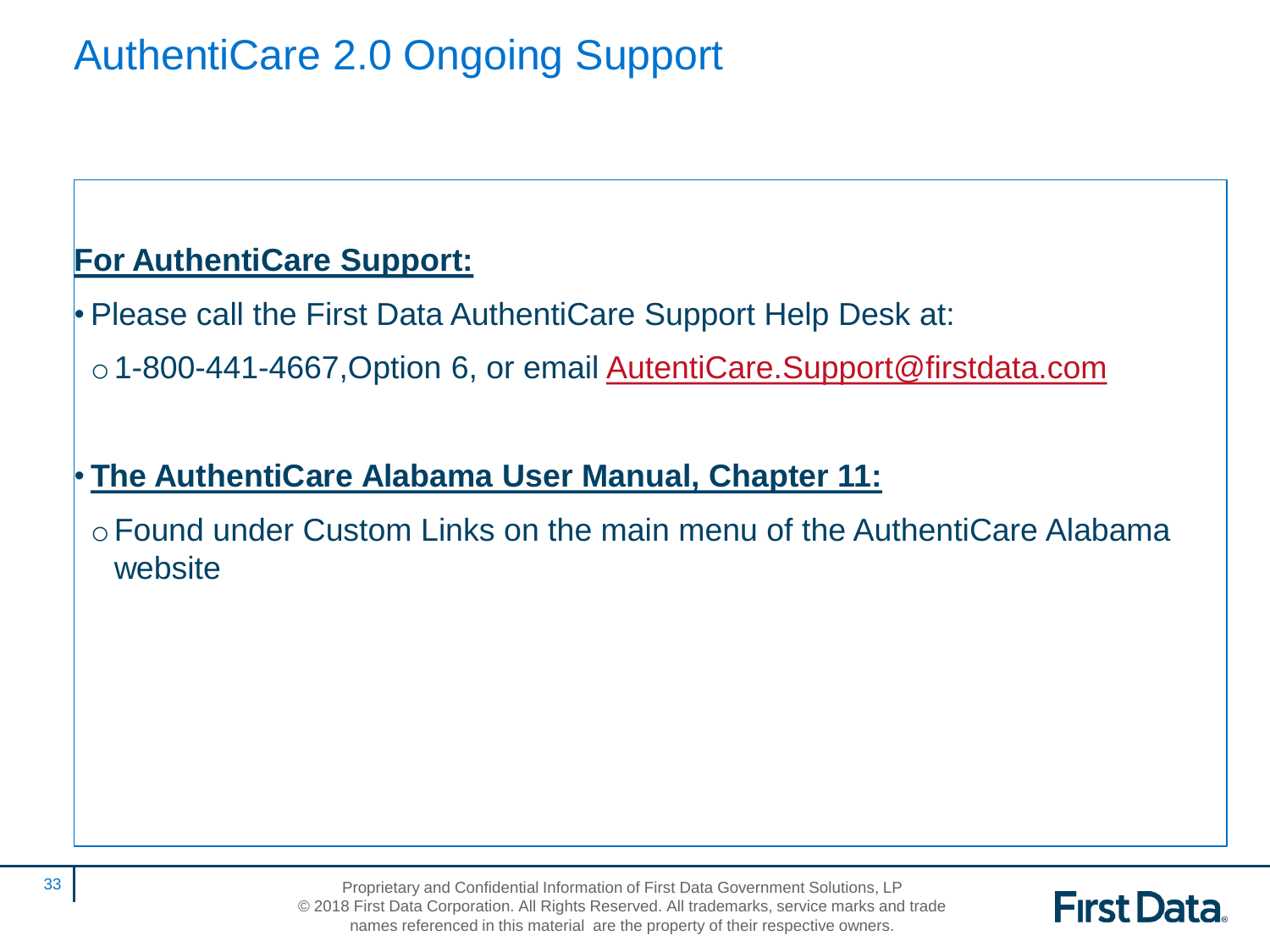# AuthentiCare 2.0 Ongoing Support

**For AuthentiCare Support:**

- Please call the First Data AuthentiCare Support Help Desk at:
  - 1-800-441-4667,Option 6, or email AutentiCare.Support@firstdata.com

- **The AuthentiCare Alabama User Manual, Chapter 11:**
  - Found under Custom Links on the main menu of the AuthentiCare Alabama website

Proprietary and Confidential Information of First Data Government Solutions, LP
© 2018 First Data Corporation. All Rights Reserved. All trademarks, service marks and trade names referenced in this material are the property of their respective owners.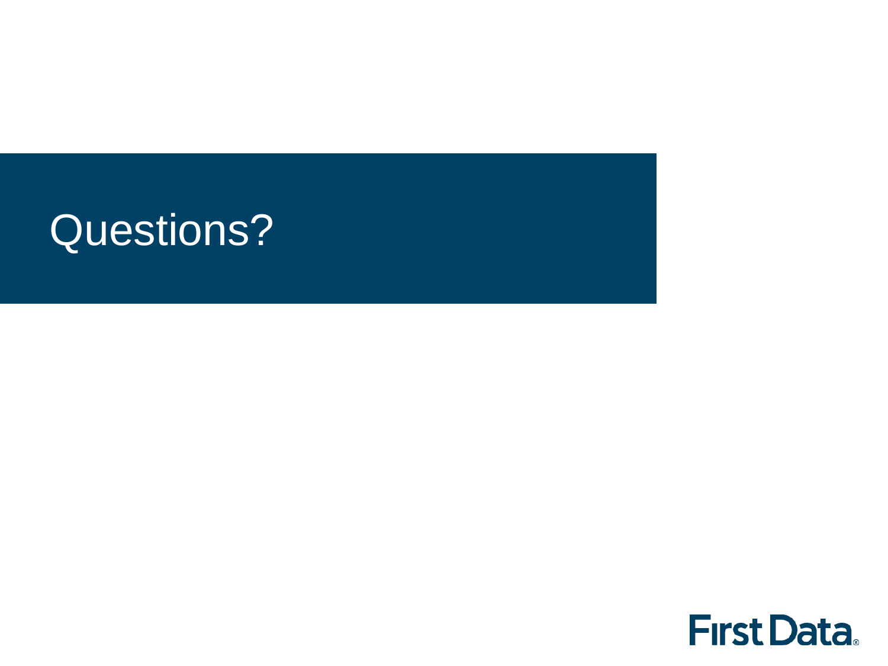# Questions?

First Data.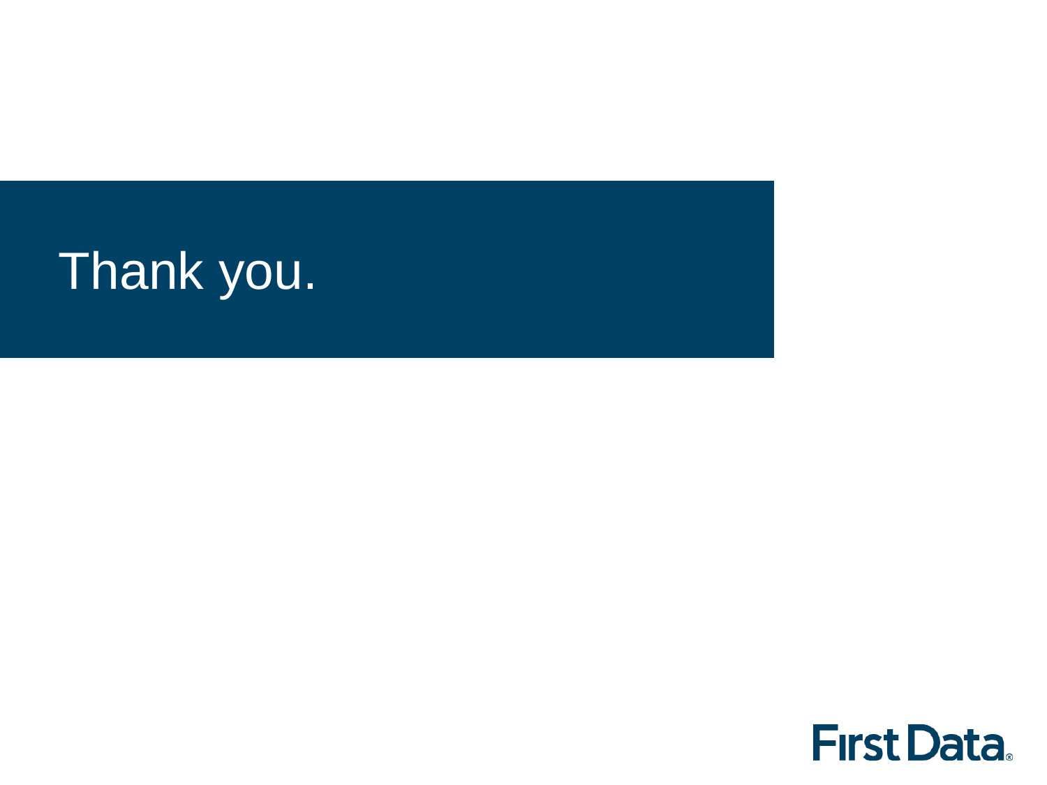# Thank you.

First Data.